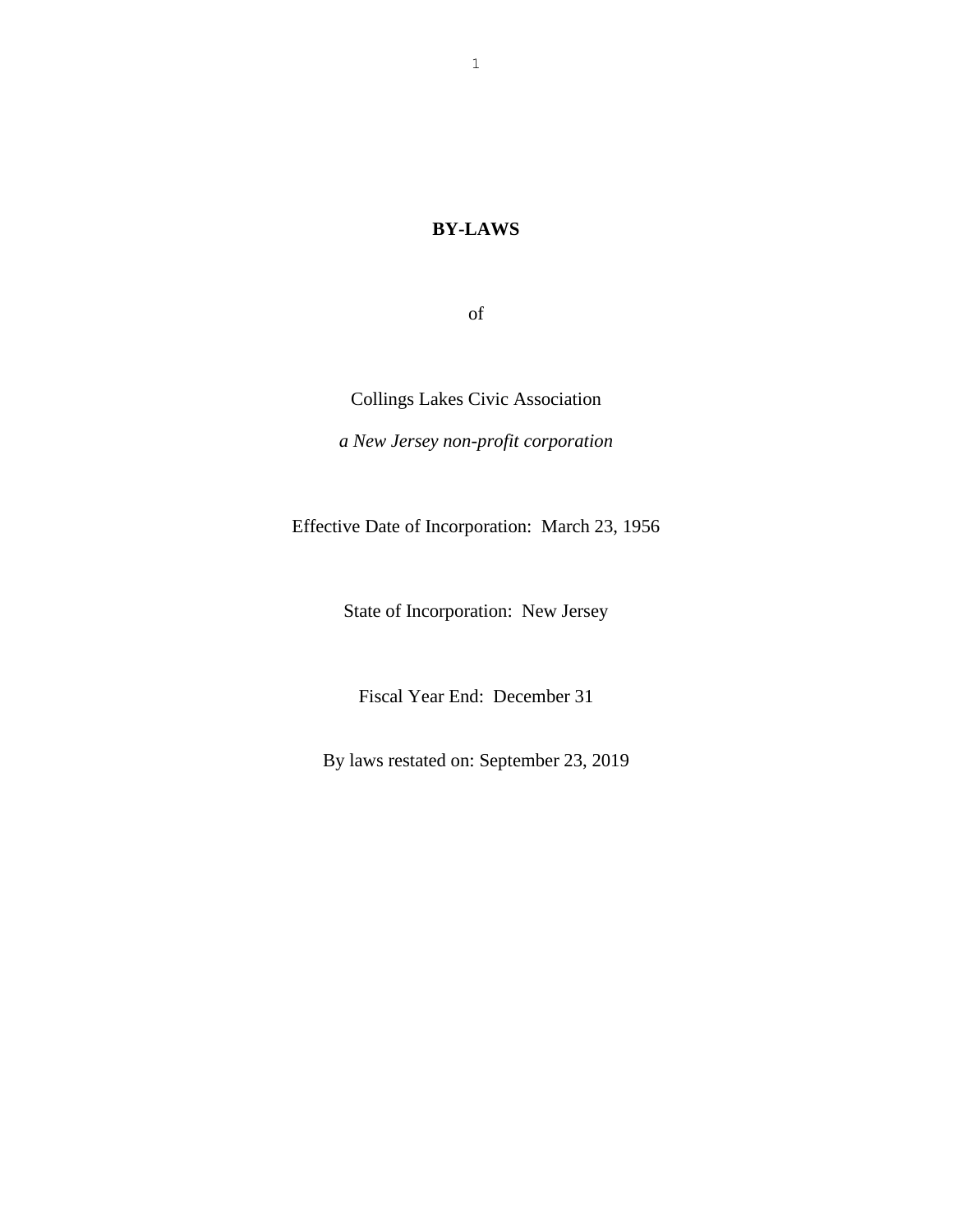# BY-LAWS

of

Collings Lakes Civic Association

*a New Jersey non-profit corporation*

Effective Date of Incorporation: March 23, 1956

State of Incorporation: New Jersey

Fiscal Year End: December 31

By laws restated on: September 23, 2019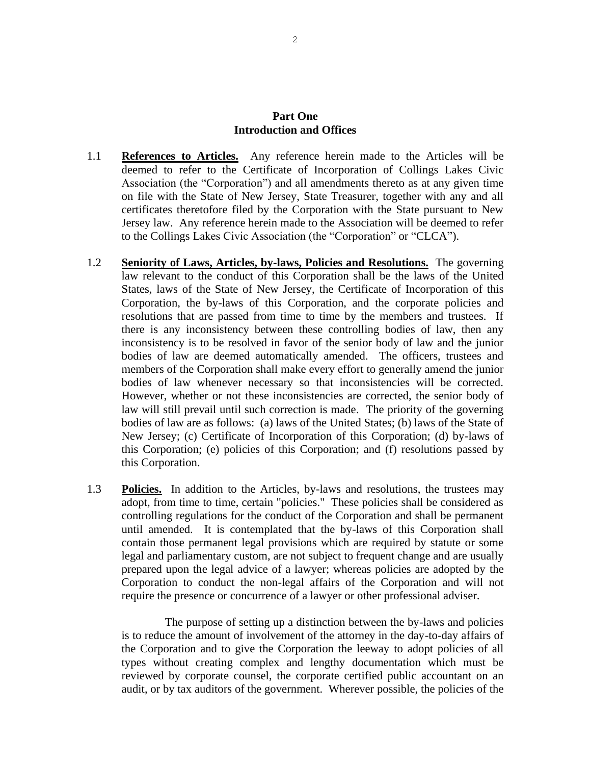## Part One
## Introduction and Offices

1.1 **References to Articles.** Any reference herein made to the Articles will be deemed to refer to the Certificate of Incorporation of Collings Lakes Civic Association (the "Corporation") and all amendments thereto as at any given time on file with the State of New Jersey, State Treasurer, together with any and all certificates theretofore filed by the Corporation with the State pursuant to New Jersey law. Any reference herein made to the Association will be deemed to refer to the Collings Lakes Civic Association (the "Corporation" or "CLCA").

1.2 **Seniority of Laws, Articles, by-laws, Policies and Resolutions.** The governing law relevant to the conduct of this Corporation shall be the laws of the United States, laws of the State of New Jersey, the Certificate of Incorporation of this Corporation, the by-laws of this Corporation, and the corporate policies and resolutions that are passed from time to time by the members and trustees. If there is any inconsistency between these controlling bodies of law, then any inconsistency is to be resolved in favor of the senior body of law and the junior bodies of law are deemed automatically amended. The officers, trustees and members of the Corporation shall make every effort to generally amend the junior bodies of law whenever necessary so that inconsistencies will be corrected. However, whether or not these inconsistencies are corrected, the senior body of law will still prevail until such correction is made. The priority of the governing bodies of law are as follows: (a) laws of the United States; (b) laws of the State of New Jersey; (c) Certificate of Incorporation of this Corporation; (d) by-laws of this Corporation; (e) policies of this Corporation; and (f) resolutions passed by this Corporation.

1.3 **Policies.** In addition to the Articles, by-laws and resolutions, the trustees may adopt, from time to time, certain "policies." These policies shall be considered as controlling regulations for the conduct of the Corporation and shall be permanent until amended. It is contemplated that the by-laws of this Corporation shall contain those permanent legal provisions which are required by statute or some legal and parliamentary custom, are not subject to frequent change and are usually prepared upon the legal advice of a lawyer; whereas policies are adopted by the Corporation to conduct the non-legal affairs of the Corporation and will not require the presence or concurrence of a lawyer or other professional adviser.

The purpose of setting up a distinction between the by-laws and policies is to reduce the amount of involvement of the attorney in the day-to-day affairs of the Corporation and to give the Corporation the leeway to adopt policies of all types without creating complex and lengthy documentation which must be reviewed by corporate counsel, the corporate certified public accountant on an audit, or by tax auditors of the government. Wherever possible, the policies of the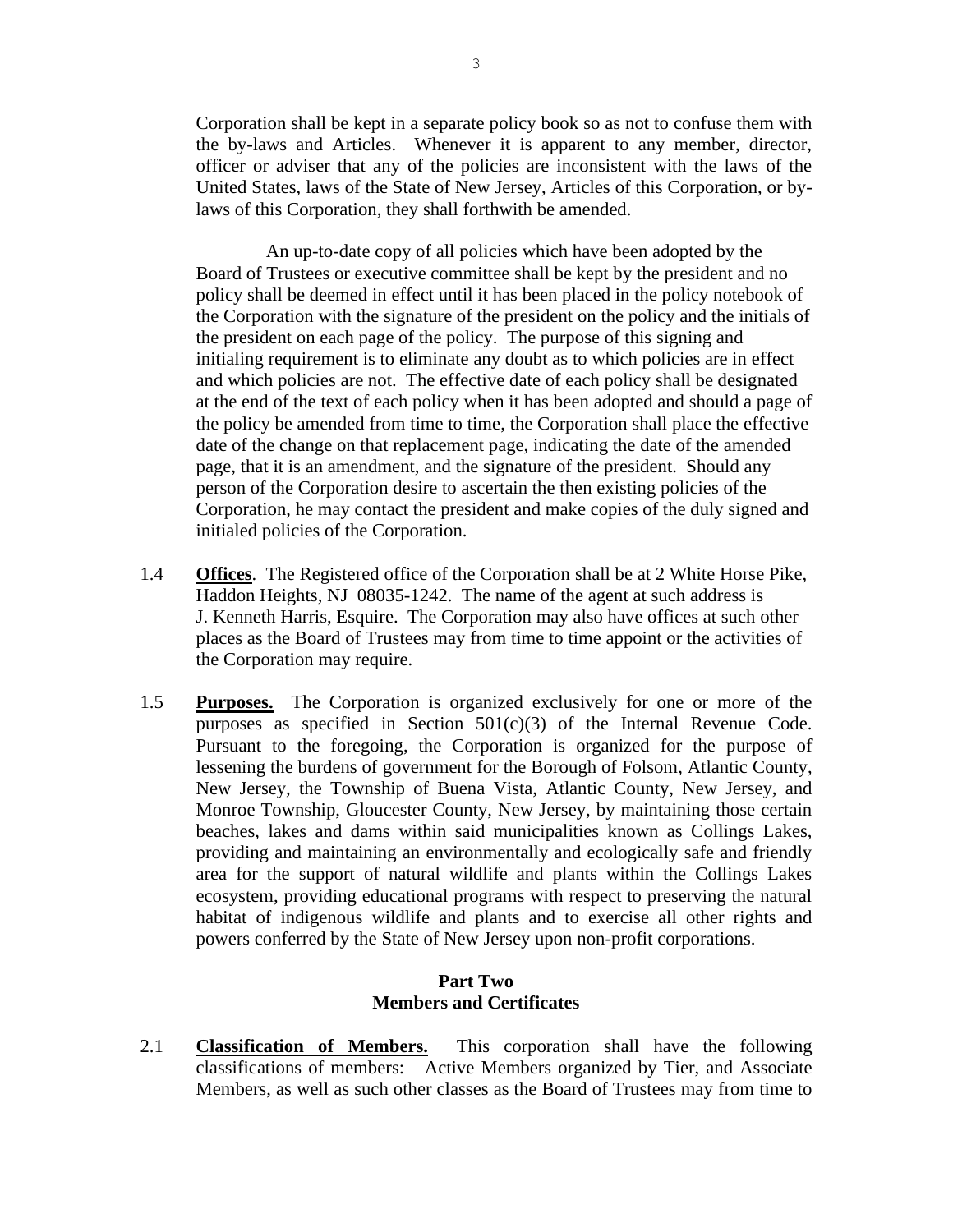Corporation shall be kept in a separate policy book so as not to confuse them with the by-laws and Articles. Whenever it is apparent to any member, director, officer or adviser that any of the policies are inconsistent with the laws of the United States, laws of the State of New Jersey, Articles of this Corporation, or by-laws of this Corporation, they shall forthwith be amended.

An up-to-date copy of all policies which have been adopted by the Board of Trustees or executive committee shall be kept by the president and no policy shall be deemed in effect until it has been placed in the policy notebook of the Corporation with the signature of the president on the policy and the initials of the president on each page of the policy. The purpose of this signing and initialing requirement is to eliminate any doubt as to which policies are in effect and which policies are not. The effective date of each policy shall be designated at the end of the text of each policy when it has been adopted and should a page of the policy be amended from time to time, the Corporation shall place the effective date of the change on that replacement page, indicating the date of the amended page, that it is an amendment, and the signature of the president. Should any person of the Corporation desire to ascertain the then existing policies of the Corporation, he may contact the president and make copies of the duly signed and initialed policies of the Corporation.

1.4 **Offices**. The Registered office of the Corporation shall be at 2 White Horse Pike, Haddon Heights, NJ 08035-1242. The name of the agent at such address is J. Kenneth Harris, Esquire. The Corporation may also have offices at such other places as the Board of Trustees may from time to time appoint or the activities of the Corporation may require.

1.5 **Purposes.** The Corporation is organized exclusively for one or more of the purposes as specified in Section 501(c)(3) of the Internal Revenue Code. Pursuant to the foregoing, the Corporation is organized for the purpose of lessening the burdens of government for the Borough of Folsom, Atlantic County, New Jersey, the Township of Buena Vista, Atlantic County, New Jersey, and Monroe Township, Gloucester County, New Jersey, by maintaining those certain beaches, lakes and dams within said municipalities known as Collings Lakes, providing and maintaining an environmentally and ecologically safe and friendly area for the support of natural wildlife and plants within the Collings Lakes ecosystem, providing educational programs with respect to preserving the natural habitat of indigenous wildlife and plants and to exercise all other rights and powers conferred by the State of New Jersey upon non-profit corporations.

## Part Two
## Members and Certificates

2.1 **Classification of Members.** This corporation shall have the following classifications of members: Active Members organized by Tier, and Associate Members, as well as such other classes as the Board of Trustees may from time to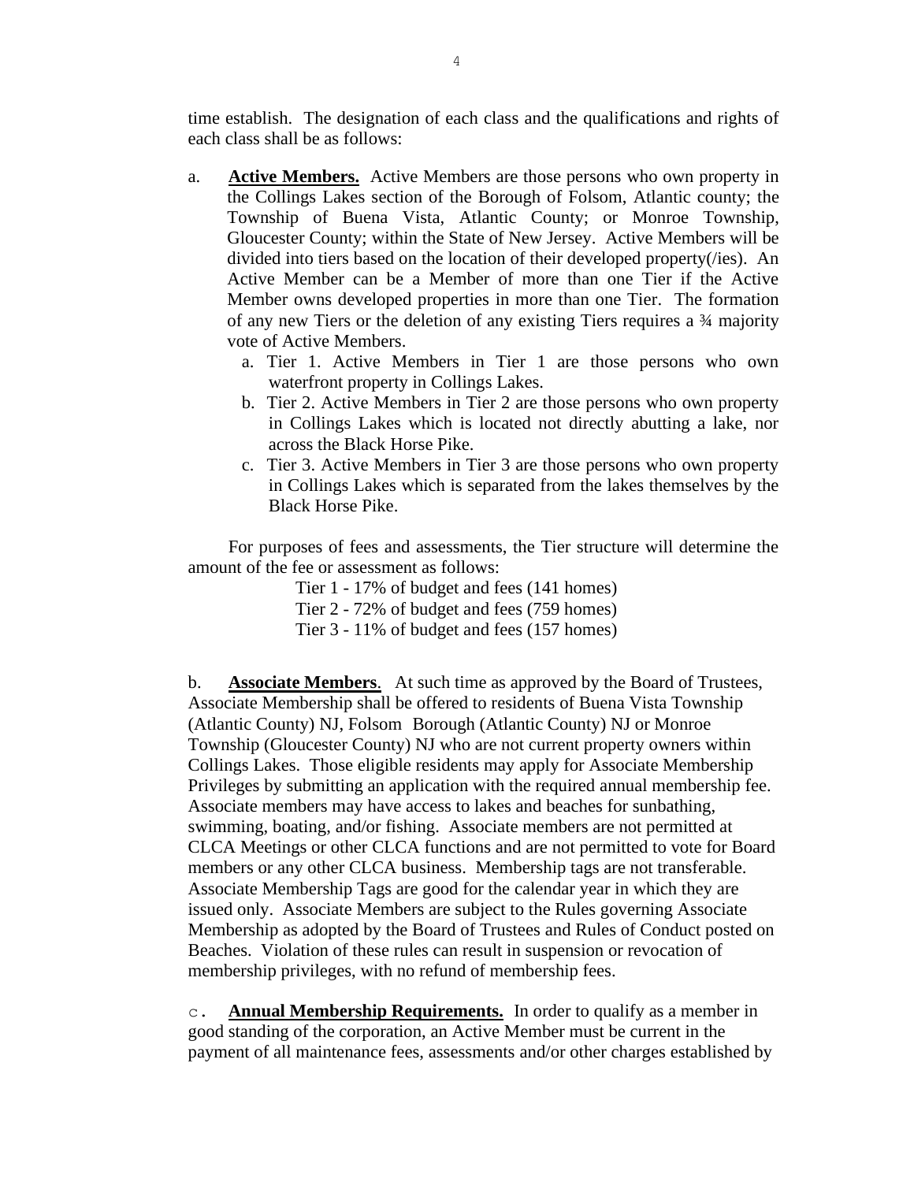time establish. The designation of each class and the qualifications and rights of each class shall be as follows:

a. **Active Members.** Active Members are those persons who own property in the Collings Lakes section of the Borough of Folsom, Atlantic county; the Township of Buena Vista, Atlantic County; or Monroe Township, Gloucester County; within the State of New Jersey. Active Members will be divided into tiers based on the location of their developed property(/ies). An Active Member can be a Member of more than one Tier if the Active Member owns developed properties in more than one Tier. The formation of any new Tiers or the deletion of any existing Tiers requires a ¾ majority vote of Active Members.

   a. Tier 1. Active Members in Tier 1 are those persons who own waterfront property in Collings Lakes.
   b. Tier 2. Active Members in Tier 2 are those persons who own property in Collings Lakes which is located not directly abutting a lake, nor across the Black Horse Pike.
   c. Tier 3. Active Members in Tier 3 are those persons who own property in Collings Lakes which is separated from the lakes themselves by the Black Horse Pike.

For purposes of fees and assessments, the Tier structure will determine the amount of the fee or assessment as follows:

Tier 1 - 17% of budget and fees (141 homes)
Tier 2 - 72% of budget and fees (759 homes)
Tier 3 - 11% of budget and fees (157 homes)

b. **Associate Members**. At such time as approved by the Board of Trustees, Associate Membership shall be offered to residents of Buena Vista Township (Atlantic County) NJ, Folsom Borough (Atlantic County) NJ or Monroe Township (Gloucester County) NJ who are not current property owners within Collings Lakes. Those eligible residents may apply for Associate Membership Privileges by submitting an application with the required annual membership fee. Associate members may have access to lakes and beaches for sunbathing, swimming, boating, and/or fishing. Associate members are not permitted at CLCA Meetings or other CLCA functions and are not permitted to vote for Board members or any other CLCA business. Membership tags are not transferable. Associate Membership Tags are good for the calendar year in which they are issued only. Associate Members are subject to the Rules governing Associate Membership as adopted by the Board of Trustees and Rules of Conduct posted on Beaches. Violation of these rules can result in suspension or revocation of membership privileges, with no refund of membership fees.

c. **Annual Membership Requirements.** In order to qualify as a member in good standing of the corporation, an Active Member must be current in the payment of all maintenance fees, assessments and/or other charges established by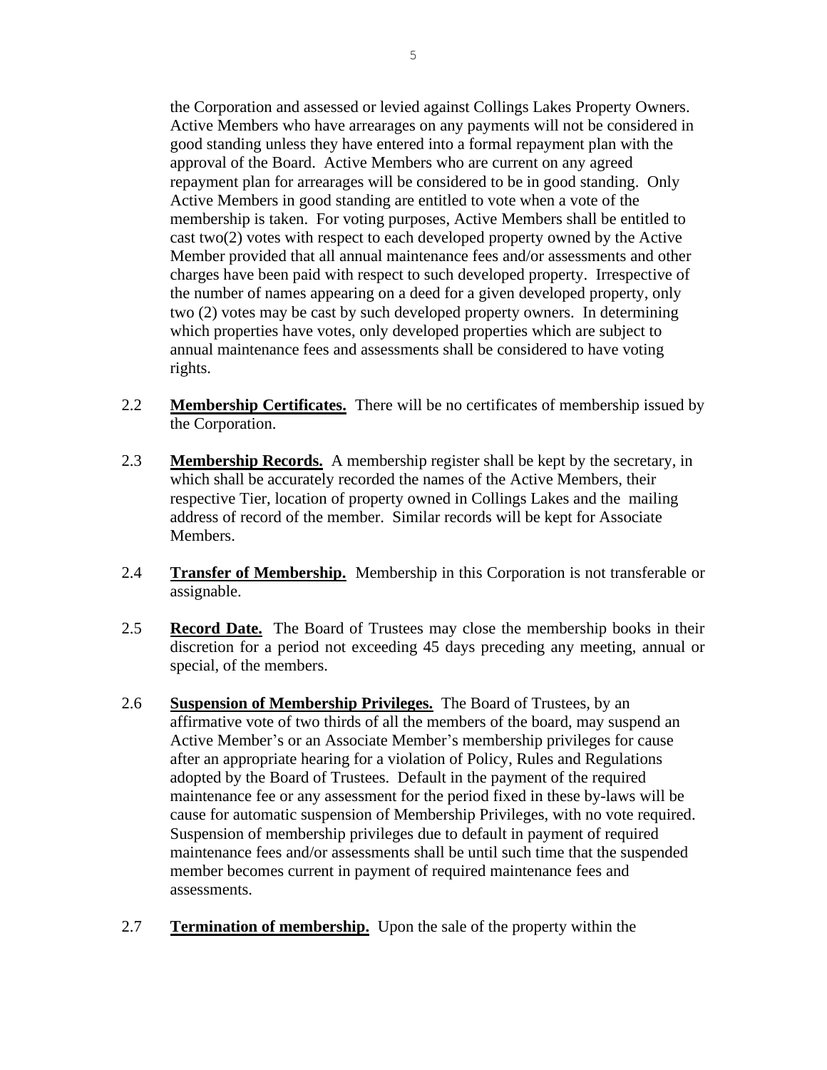the Corporation and assessed or levied against Collings Lakes Property Owners. Active Members who have arrearages on any payments will not be considered in good standing unless they have entered into a formal repayment plan with the approval of the Board. Active Members who are current on any agreed repayment plan for arrearages will be considered to be in good standing. Only Active Members in good standing are entitled to vote when a vote of the membership is taken. For voting purposes, Active Members shall be entitled to cast two(2) votes with respect to each developed property owned by the Active Member provided that all annual maintenance fees and/or assessments and other charges have been paid with respect to such developed property. Irrespective of the number of names appearing on a deed for a given developed property, only two (2) votes may be cast by such developed property owners. In determining which properties have votes, only developed properties which are subject to annual maintenance fees and assessments shall be considered to have voting rights.

2.2 **Membership Certificates.** There will be no certificates of membership issued by the Corporation.

2.3 **Membership Records.** A membership register shall be kept by the secretary, in which shall be accurately recorded the names of the Active Members, their respective Tier, location of property owned in Collings Lakes and the mailing address of record of the member. Similar records will be kept for Associate Members.

2.4 **Transfer of Membership.** Membership in this Corporation is not transferable or assignable.

2.5 **Record Date.** The Board of Trustees may close the membership books in their discretion for a period not exceeding 45 days preceding any meeting, annual or special, of the members.

2.6 **Suspension of Membership Privileges.** The Board of Trustees, by an affirmative vote of two thirds of all the members of the board, may suspend an Active Member's or an Associate Member's membership privileges for cause after an appropriate hearing for a violation of Policy, Rules and Regulations adopted by the Board of Trustees. Default in the payment of the required maintenance fee or any assessment for the period fixed in these by-laws will be cause for automatic suspension of Membership Privileges, with no vote required. Suspension of membership privileges due to default in payment of required maintenance fees and/or assessments shall be until such time that the suspended member becomes current in payment of required maintenance fees and assessments.

2.7 **Termination of membership.** Upon the sale of the property within the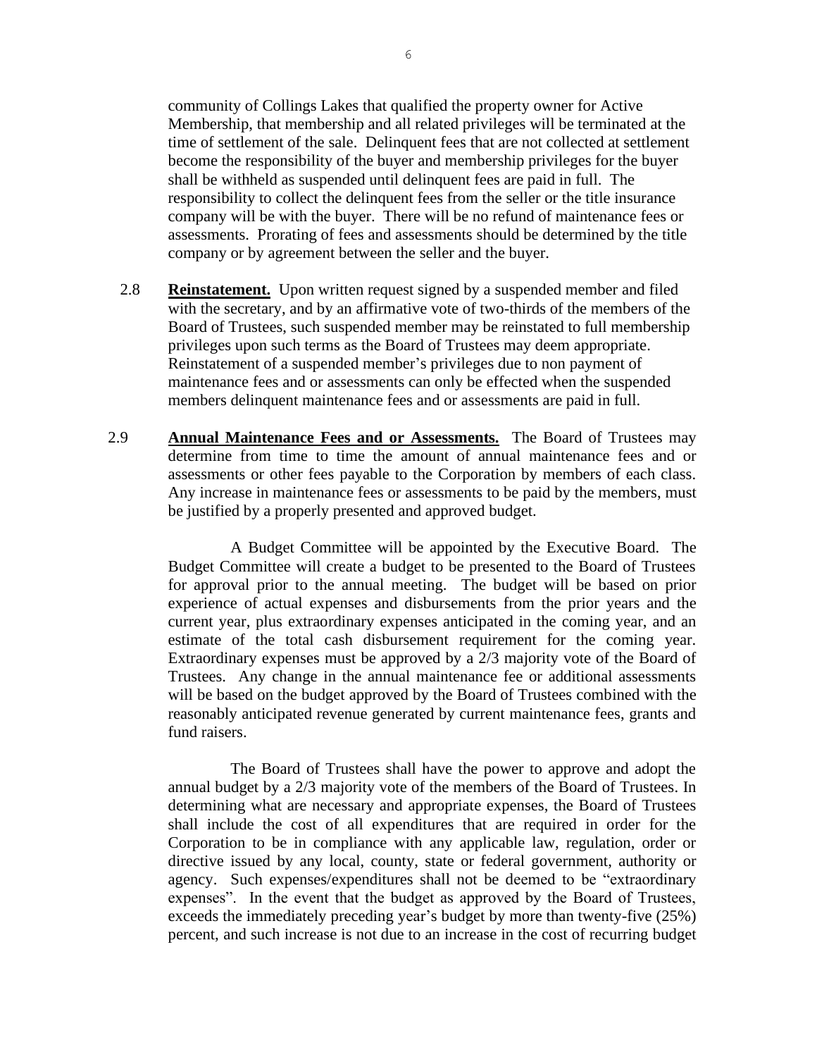community of Collings Lakes that qualified the property owner for Active Membership, that membership and all related privileges will be terminated at the time of settlement of the sale. Delinquent fees that are not collected at settlement become the responsibility of the buyer and membership privileges for the buyer shall be withheld as suspended until delinquent fees are paid in full. The responsibility to collect the delinquent fees from the seller or the title insurance company will be with the buyer. There will be no refund of maintenance fees or assessments. Prorating of fees and assessments should be determined by the title company or by agreement between the seller and the buyer.

2.8 **Reinstatement.** Upon written request signed by a suspended member and filed with the secretary, and by an affirmative vote of two-thirds of the members of the Board of Trustees, such suspended member may be reinstated to full membership privileges upon such terms as the Board of Trustees may deem appropriate. Reinstatement of a suspended member's privileges due to non payment of maintenance fees and or assessments can only be effected when the suspended members delinquent maintenance fees and or assessments are paid in full.

2.9 **Annual Maintenance Fees and or Assessments.** The Board of Trustees may determine from time to time the amount of annual maintenance fees and or assessments or other fees payable to the Corporation by members of each class. Any increase in maintenance fees or assessments to be paid by the members, must be justified by a properly presented and approved budget.

A Budget Committee will be appointed by the Executive Board. The Budget Committee will create a budget to be presented to the Board of Trustees for approval prior to the annual meeting. The budget will be based on prior experience of actual expenses and disbursements from the prior years and the current year, plus extraordinary expenses anticipated in the coming year, and an estimate of the total cash disbursement requirement for the coming year. Extraordinary expenses must be approved by a 2/3 majority vote of the Board of Trustees. Any change in the annual maintenance fee or additional assessments will be based on the budget approved by the Board of Trustees combined with the reasonably anticipated revenue generated by current maintenance fees, grants and fund raisers.

The Board of Trustees shall have the power to approve and adopt the annual budget by a 2/3 majority vote of the members of the Board of Trustees. In determining what are necessary and appropriate expenses, the Board of Trustees shall include the cost of all expenditures that are required in order for the Corporation to be in compliance with any applicable law, regulation, order or directive issued by any local, county, state or federal government, authority or agency. Such expenses/expenditures shall not be deemed to be "extraordinary expenses". In the event that the budget as approved by the Board of Trustees, exceeds the immediately preceding year's budget by more than twenty-five (25%) percent, and such increase is not due to an increase in the cost of recurring budget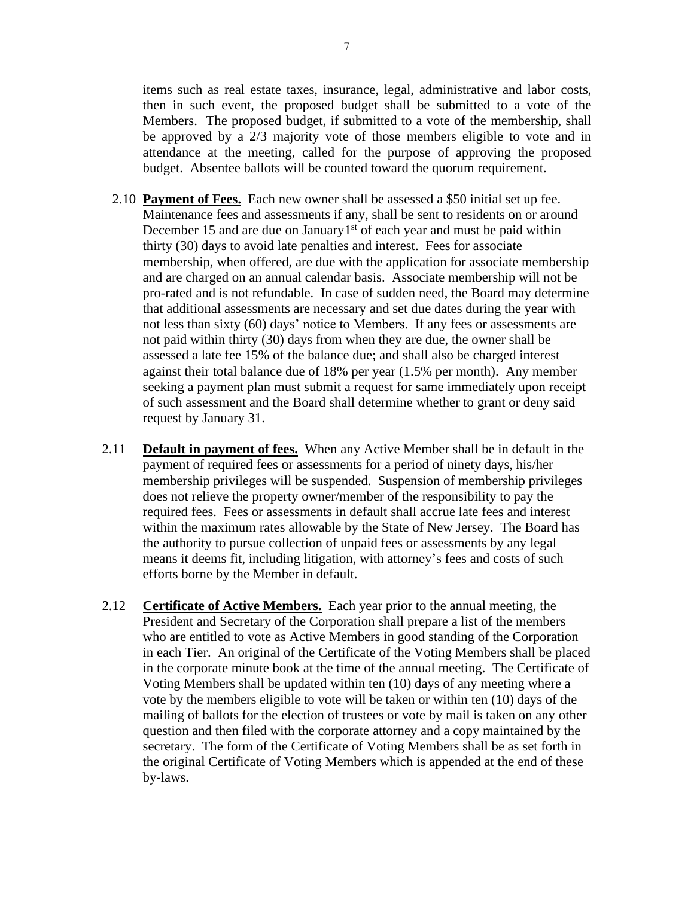items such as real estate taxes, insurance, legal, administrative and labor costs, then in such event, the proposed budget shall be submitted to a vote of the Members. The proposed budget, if submitted to a vote of the membership, shall be approved by a 2/3 majority vote of those members eligible to vote and in attendance at the meeting, called for the purpose of approving the proposed budget. Absentee ballots will be counted toward the quorum requirement.

2.10 **Payment of Fees.** Each new owner shall be assessed a $50 initial set up fee. Maintenance fees and assessments if any, shall be sent to residents on or around December 15 and are due on January1st of each year and must be paid within thirty (30) days to avoid late penalties and interest. Fees for associate membership, when offered, are due with the application for associate membership and are charged on an annual calendar basis. Associate membership will not be pro-rated and is not refundable. In case of sudden need, the Board may determine that additional assessments are necessary and set due dates during the year with not less than sixty (60) days' notice to Members. If any fees or assessments are not paid within thirty (30) days from when they are due, the owner shall be assessed a late fee 15% of the balance due; and shall also be charged interest against their total balance due of 18% per year (1.5% per month). Any member seeking a payment plan must submit a request for same immediately upon receipt of such assessment and the Board shall determine whether to grant or deny said request by January 31.

2.11 **Default in payment of fees.** When any Active Member shall be in default in the payment of required fees or assessments for a period of ninety days, his/her membership privileges will be suspended. Suspension of membership privileges does not relieve the property owner/member of the responsibility to pay the required fees. Fees or assessments in default shall accrue late fees and interest within the maximum rates allowable by the State of New Jersey. The Board has the authority to pursue collection of unpaid fees or assessments by any legal means it deems fit, including litigation, with attorney's fees and costs of such efforts borne by the Member in default.

2.12 **Certificate of Active Members.** Each year prior to the annual meeting, the President and Secretary of the Corporation shall prepare a list of the members who are entitled to vote as Active Members in good standing of the Corporation in each Tier. An original of the Certificate of the Voting Members shall be placed in the corporate minute book at the time of the annual meeting. The Certificate of Voting Members shall be updated within ten (10) days of any meeting where a vote by the members eligible to vote will be taken or within ten (10) days of the mailing of ballots for the election of trustees or vote by mail is taken on any other question and then filed with the corporate attorney and a copy maintained by the secretary. The form of the Certificate of Voting Members shall be as set forth in the original Certificate of Voting Members which is appended at the end of these by-laws.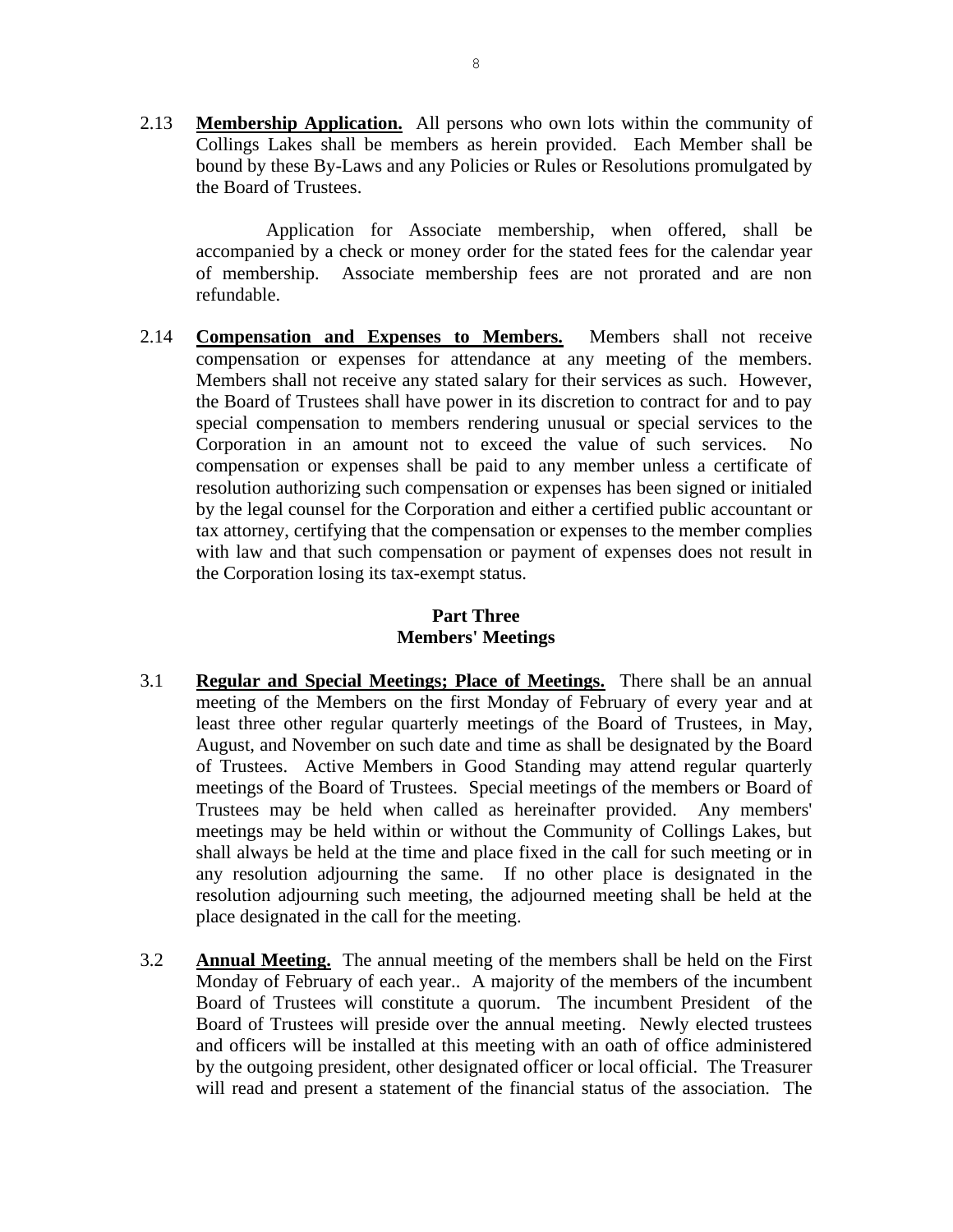2.13 **Membership Application.** All persons who own lots within the community of Collings Lakes shall be members as herein provided. Each Member shall be bound by these By-Laws and any Policies or Rules or Resolutions promulgated by the Board of Trustees.

Application for Associate membership, when offered, shall be accompanied by a check or money order for the stated fees for the calendar year of membership. Associate membership fees are not prorated and are non refundable.

2.14 **Compensation and Expenses to Members.** Members shall not receive compensation or expenses for attendance at any meeting of the members. Members shall not receive any stated salary for their services as such. However, the Board of Trustees shall have power in its discretion to contract for and to pay special compensation to members rendering unusual or special services to the Corporation in an amount not to exceed the value of such services. No compensation or expenses shall be paid to any member unless a certificate of resolution authorizing such compensation or expenses has been signed or initialed by the legal counsel for the Corporation and either a certified public accountant or tax attorney, certifying that the compensation or expenses to the member complies with law and that such compensation or payment of expenses does not result in the Corporation losing its tax-exempt status.

## Part Three
## Members' Meetings

3.1 **Regular and Special Meetings; Place of Meetings.** There shall be an annual meeting of the Members on the first Monday of February of every year and at least three other regular quarterly meetings of the Board of Trustees, in May, August, and November on such date and time as shall be designated by the Board of Trustees. Active Members in Good Standing may attend regular quarterly meetings of the Board of Trustees. Special meetings of the members or Board of Trustees may be held when called as hereinafter provided. Any members' meetings may be held within or without the Community of Collings Lakes, but shall always be held at the time and place fixed in the call for such meeting or in any resolution adjourning the same. If no other place is designated in the resolution adjourning such meeting, the adjourned meeting shall be held at the place designated in the call for the meeting.

3.2 **Annual Meeting.** The annual meeting of the members shall be held on the First Monday of February of each year.. A majority of the members of the incumbent Board of Trustees will constitute a quorum. The incumbent President of the Board of Trustees will preside over the annual meeting. Newly elected trustees and officers will be installed at this meeting with an oath of office administered by the outgoing president, other designated officer or local official. The Treasurer will read and present a statement of the financial status of the association. The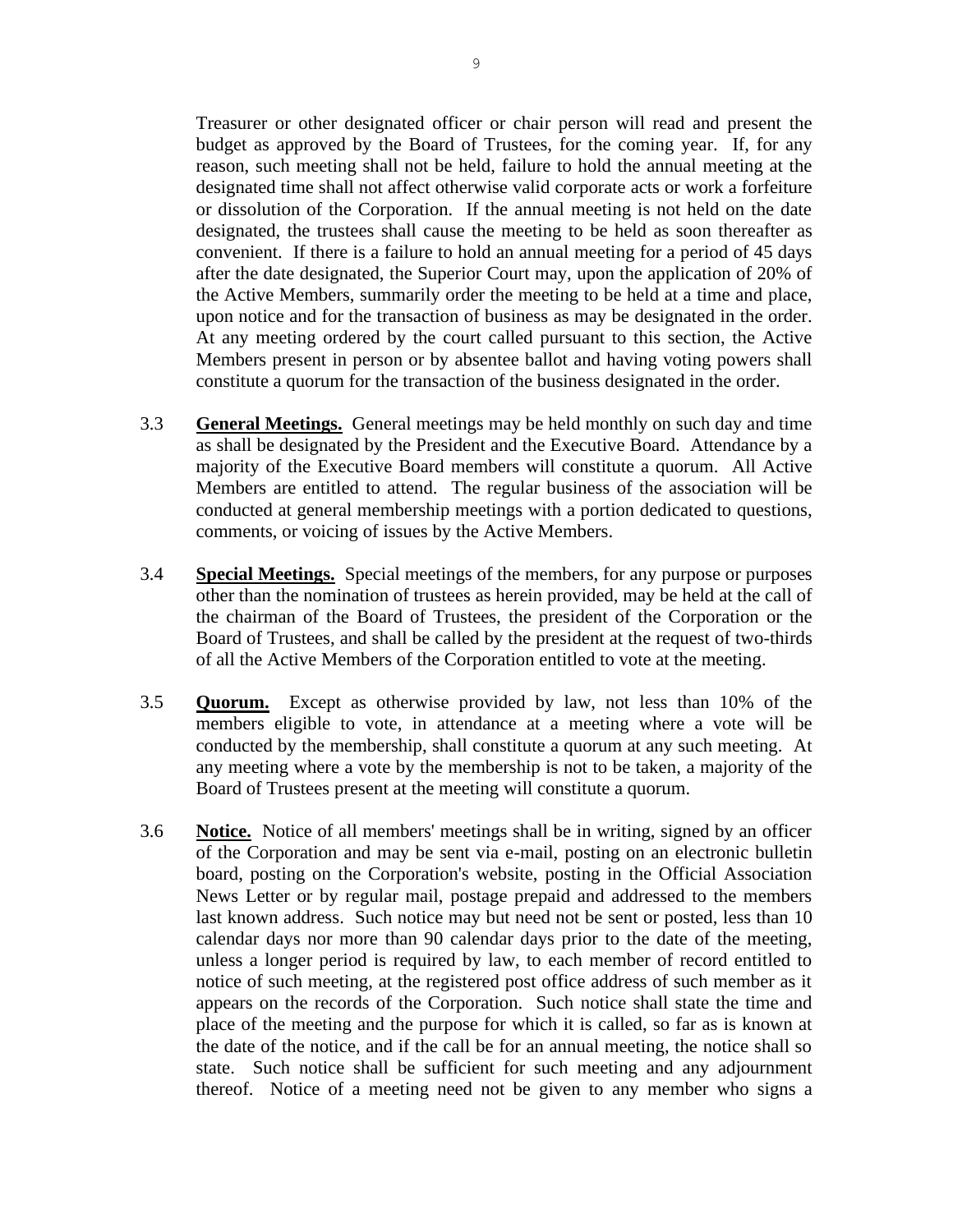Treasurer or other designated officer or chair person will read and present the budget as approved by the Board of Trustees, for the coming year. If, for any reason, such meeting shall not be held, failure to hold the annual meeting at the designated time shall not affect otherwise valid corporate acts or work a forfeiture or dissolution of the Corporation. If the annual meeting is not held on the date designated, the trustees shall cause the meeting to be held as soon thereafter as convenient. If there is a failure to hold an annual meeting for a period of 45 days after the date designated, the Superior Court may, upon the application of 20% of the Active Members, summarily order the meeting to be held at a time and place, upon notice and for the transaction of business as may be designated in the order. At any meeting ordered by the court called pursuant to this section, the Active Members present in person or by absentee ballot and having voting powers shall constitute a quorum for the transaction of the business designated in the order.

3.3 **General Meetings.** General meetings may be held monthly on such day and time as shall be designated by the President and the Executive Board. Attendance by a majority of the Executive Board members will constitute a quorum. All Active Members are entitled to attend. The regular business of the association will be conducted at general membership meetings with a portion dedicated to questions, comments, or voicing of issues by the Active Members.

3.4 **Special Meetings.** Special meetings of the members, for any purpose or purposes other than the nomination of trustees as herein provided, may be held at the call of the chairman of the Board of Trustees, the president of the Corporation or the Board of Trustees, and shall be called by the president at the request of two-thirds of all the Active Members of the Corporation entitled to vote at the meeting.

3.5 **Quorum.** Except as otherwise provided by law, not less than 10% of the members eligible to vote, in attendance at a meeting where a vote will be conducted by the membership, shall constitute a quorum at any such meeting. At any meeting where a vote by the membership is not to be taken, a majority of the Board of Trustees present at the meeting will constitute a quorum.

3.6 **Notice.** Notice of all members' meetings shall be in writing, signed by an officer of the Corporation and may be sent via e-mail, posting on an electronic bulletin board, posting on the Corporation's website, posting in the Official Association News Letter or by regular mail, postage prepaid and addressed to the members last known address. Such notice may but need not be sent or posted, less than 10 calendar days nor more than 90 calendar days prior to the date of the meeting, unless a longer period is required by law, to each member of record entitled to notice of such meeting, at the registered post office address of such member as it appears on the records of the Corporation. Such notice shall state the time and place of the meeting and the purpose for which it is called, so far as is known at the date of the notice, and if the call be for an annual meeting, the notice shall so state. Such notice shall be sufficient for such meeting and any adjournment thereof. Notice of a meeting need not be given to any member who signs a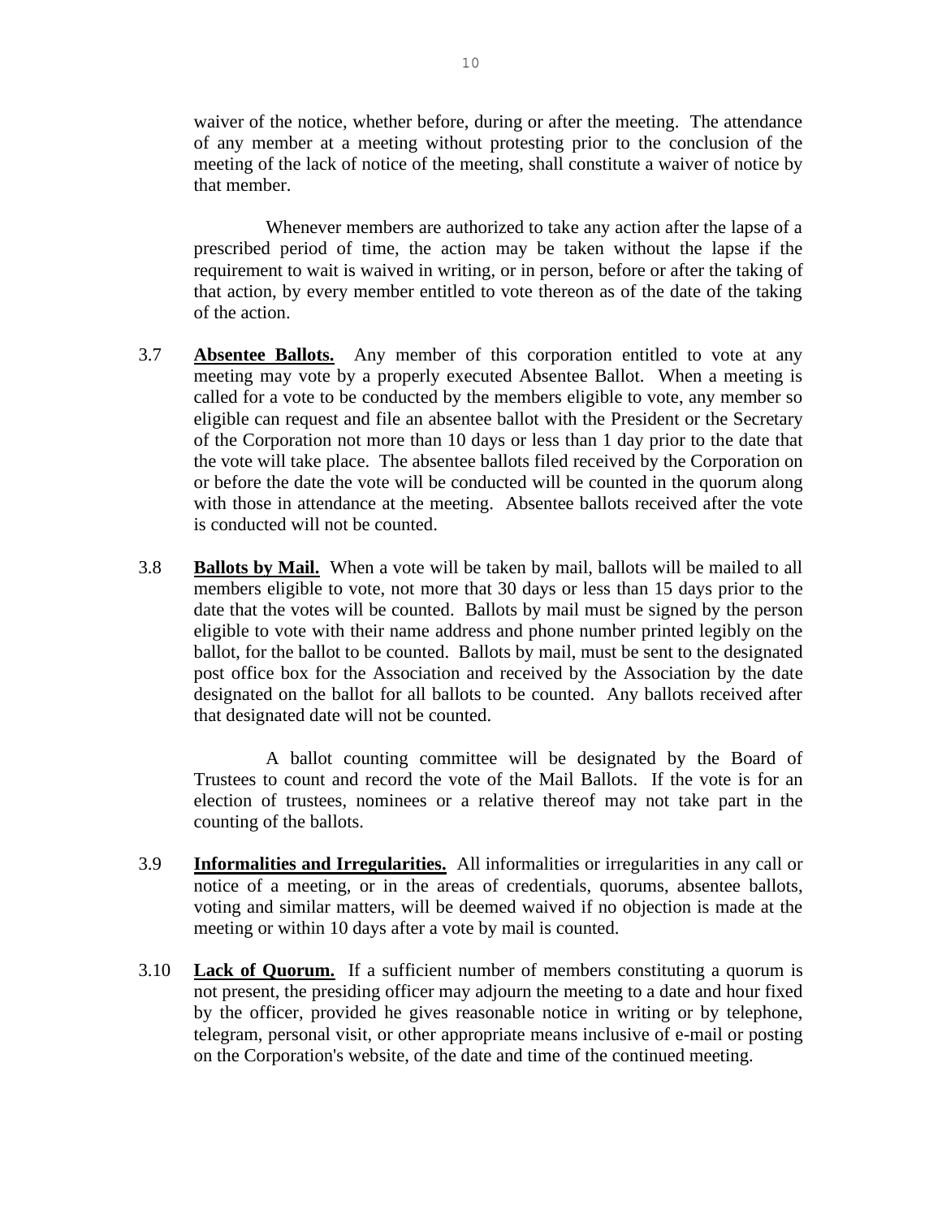waiver of the notice, whether before, during or after the meeting. The attendance of any member at a meeting without protesting prior to the conclusion of the meeting of the lack of notice of the meeting, shall constitute a waiver of notice by that member.

Whenever members are authorized to take any action after the lapse of a prescribed period of time, the action may be taken without the lapse if the requirement to wait is waived in writing, or in person, before or after the taking of that action, by every member entitled to vote thereon as of the date of the taking of the action.

3.7 **Absentee Ballots.** Any member of this corporation entitled to vote at any meeting may vote by a properly executed Absentee Ballot. When a meeting is called for a vote to be conducted by the members eligible to vote, any member so eligible can request and file an absentee ballot with the President or the Secretary of the Corporation not more than 10 days or less than 1 day prior to the date that the vote will take place. The absentee ballots filed received by the Corporation on or before the date the vote will be conducted will be counted in the quorum along with those in attendance at the meeting. Absentee ballots received after the vote is conducted will not be counted.

3.8 **Ballots by Mail.** When a vote will be taken by mail, ballots will be mailed to all members eligible to vote, not more that 30 days or less than 15 days prior to the date that the votes will be counted. Ballots by mail must be signed by the person eligible to vote with their name address and phone number printed legibly on the ballot, for the ballot to be counted. Ballots by mail, must be sent to the designated post office box for the Association and received by the Association by the date designated on the ballot for all ballots to be counted. Any ballots received after that designated date will not be counted.

A ballot counting committee will be designated by the Board of Trustees to count and record the vote of the Mail Ballots. If the vote is for an election of trustees, nominees or a relative thereof may not take part in the counting of the ballots.

3.9 **Informalities and Irregularities.** All informalities or irregularities in any call or notice of a meeting, or in the areas of credentials, quorums, absentee ballots, voting and similar matters, will be deemed waived if no objection is made at the meeting or within 10 days after a vote by mail is counted.

3.10 **Lack of Quorum.** If a sufficient number of members constituting a quorum is not present, the presiding officer may adjourn the meeting to a date and hour fixed by the officer, provided he gives reasonable notice in writing or by telephone, telegram, personal visit, or other appropriate means inclusive of e-mail or posting on the Corporation's website, of the date and time of the continued meeting.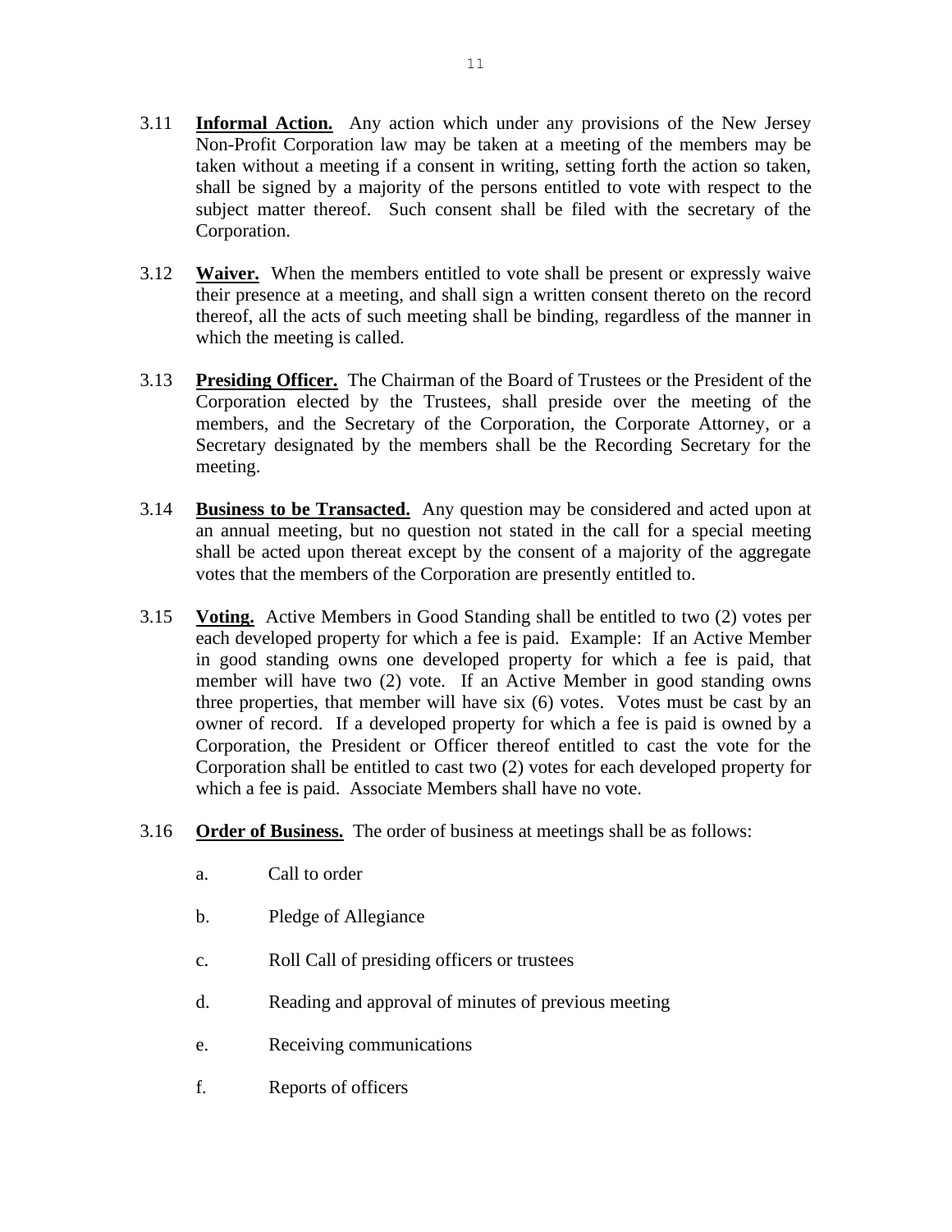3.11 **Informal Action.** Any action which under any provisions of the New Jersey Non-Profit Corporation law may be taken at a meeting of the members may be taken without a meeting if a consent in writing, setting forth the action so taken, shall be signed by a majority of the persons entitled to vote with respect to the subject matter thereof. Such consent shall be filed with the secretary of the Corporation.

3.12 **Waiver.** When the members entitled to vote shall be present or expressly waive their presence at a meeting, and shall sign a written consent thereto on the record thereof, all the acts of such meeting shall be binding, regardless of the manner in which the meeting is called.

3.13 **Presiding Officer.** The Chairman of the Board of Trustees or the President of the Corporation elected by the Trustees, shall preside over the meeting of the members, and the Secretary of the Corporation, the Corporate Attorney, or a Secretary designated by the members shall be the Recording Secretary for the meeting.

3.14 **Business to be Transacted.** Any question may be considered and acted upon at an annual meeting, but no question not stated in the call for a special meeting shall be acted upon thereat except by the consent of a majority of the aggregate votes that the members of the Corporation are presently entitled to.

3.15 **Voting.** Active Members in Good Standing shall be entitled to two (2) votes per each developed property for which a fee is paid. Example: If an Active Member in good standing owns one developed property for which a fee is paid, that member will have two (2) vote. If an Active Member in good standing owns three properties, that member will have six (6) votes. Votes must be cast by an owner of record. If a developed property for which a fee is paid is owned by a Corporation, the President or Officer thereof entitled to cast the vote for the Corporation shall be entitled to cast two (2) votes for each developed property for which a fee is paid. Associate Members shall have no vote.

3.16 **Order of Business.** The order of business at meetings shall be as follows:

a. Call to order

b. Pledge of Allegiance

c. Roll Call of presiding officers or trustees

d. Reading and approval of minutes of previous meeting

e. Receiving communications

f. Reports of officers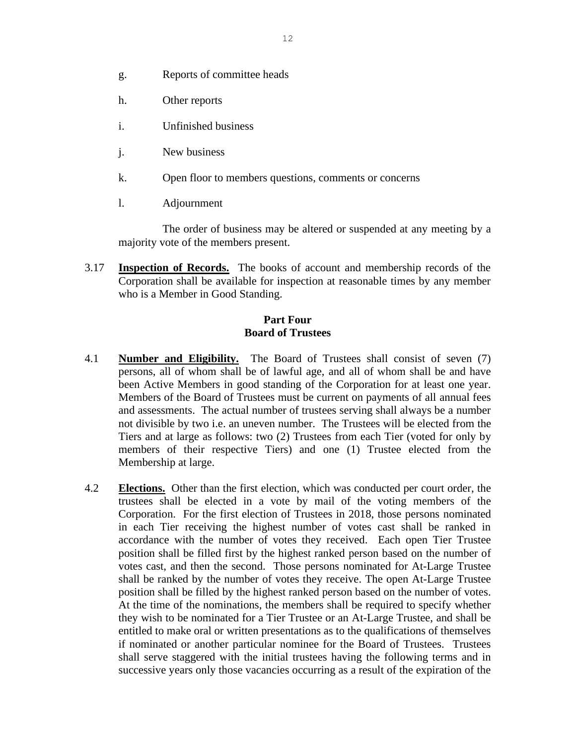g. Reports of committee heads

h. Other reports

i. Unfinished business

j. New business

k. Open floor to members questions, comments or concerns

l. Adjournment

The order of business may be altered or suspended at any meeting by a majority vote of the members present.

3.17 **Inspection of Records.** The books of account and membership records of the Corporation shall be available for inspection at reasonable times by any member who is a Member in Good Standing.

## Part Four
## Board of Trustees

4.1 **Number and Eligibility.** The Board of Trustees shall consist of seven (7) persons, all of whom shall be of lawful age, and all of whom shall be and have been Active Members in good standing of the Corporation for at least one year. Members of the Board of Trustees must be current on payments of all annual fees and assessments. The actual number of trustees serving shall always be a number not divisible by two i.e. an uneven number. The Trustees will be elected from the Tiers and at large as follows: two (2) Trustees from each Tier (voted for only by members of their respective Tiers) and one (1) Trustee elected from the Membership at large.

4.2 **Elections.** Other than the first election, which was conducted per court order, the trustees shall be elected in a vote by mail of the voting members of the Corporation. For the first election of Trustees in 2018, those persons nominated in each Tier receiving the highest number of votes cast shall be ranked in accordance with the number of votes they received. Each open Tier Trustee position shall be filled first by the highest ranked person based on the number of votes cast, and then the second. Those persons nominated for At-Large Trustee shall be ranked by the number of votes they receive. The open At-Large Trustee position shall be filled by the highest ranked person based on the number of votes. At the time of the nominations, the members shall be required to specify whether they wish to be nominated for a Tier Trustee or an At-Large Trustee, and shall be entitled to make oral or written presentations as to the qualifications of themselves if nominated or another particular nominee for the Board of Trustees. Trustees shall serve staggered with the initial trustees having the following terms and in successive years only those vacancies occurring as a result of the expiration of the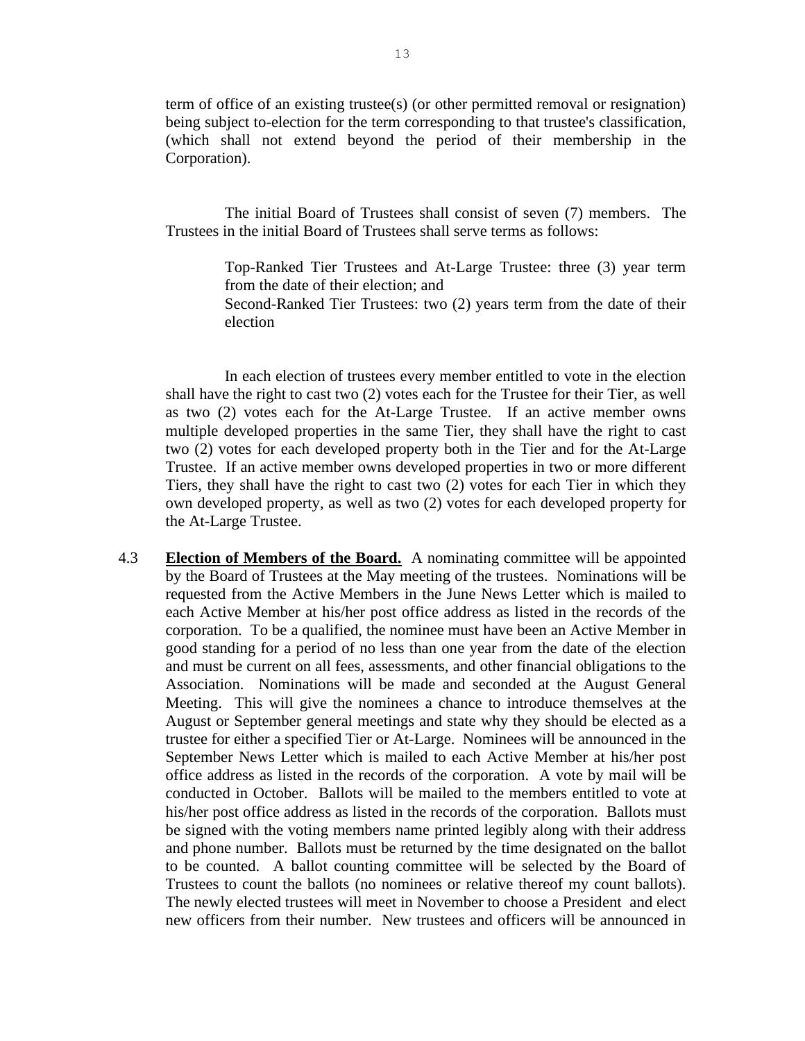term of office of an existing trustee(s) (or other permitted removal or resignation) being subject to-election for the term corresponding to that trustee's classification, (which shall not extend beyond the period of their membership in the Corporation).

The initial Board of Trustees shall consist of seven (7) members. The Trustees in the initial Board of Trustees shall serve terms as follows:

> Top-Ranked Tier Trustees and At-Large Trustee: three (3) year term from the date of their election; and
> Second-Ranked Tier Trustees: two (2) years term from the date of their election

In each election of trustees every member entitled to vote in the election shall have the right to cast two (2) votes each for the Trustee for their Tier, as well as two (2) votes each for the At-Large Trustee. If an active member owns multiple developed properties in the same Tier, they shall have the right to cast two (2) votes for each developed property both in the Tier and for the At-Large Trustee. If an active member owns developed properties in two or more different Tiers, they shall have the right to cast two (2) votes for each Tier in which they own developed property, as well as two (2) votes for each developed property for the At-Large Trustee.

4.3 **Election of Members of the Board.** A nominating committee will be appointed by the Board of Trustees at the May meeting of the trustees. Nominations will be requested from the Active Members in the June News Letter which is mailed to each Active Member at his/her post office address as listed in the records of the corporation. To be a qualified, the nominee must have been an Active Member in good standing for a period of no less than one year from the date of the election and must be current on all fees, assessments, and other financial obligations to the Association. Nominations will be made and seconded at the August General Meeting. This will give the nominees a chance to introduce themselves at the August or September general meetings and state why they should be elected as a trustee for either a specified Tier or At-Large. Nominees will be announced in the September News Letter which is mailed to each Active Member at his/her post office address as listed in the records of the corporation. A vote by mail will be conducted in October. Ballots will be mailed to the members entitled to vote at his/her post office address as listed in the records of the corporation. Ballots must be signed with the voting members name printed legibly along with their address and phone number. Ballots must be returned by the time designated on the ballot to be counted. A ballot counting committee will be selected by the Board of Trustees to count the ballots (no nominees or relative thereof my count ballots). The newly elected trustees will meet in November to choose a President and elect new officers from their number. New trustees and officers will be announced in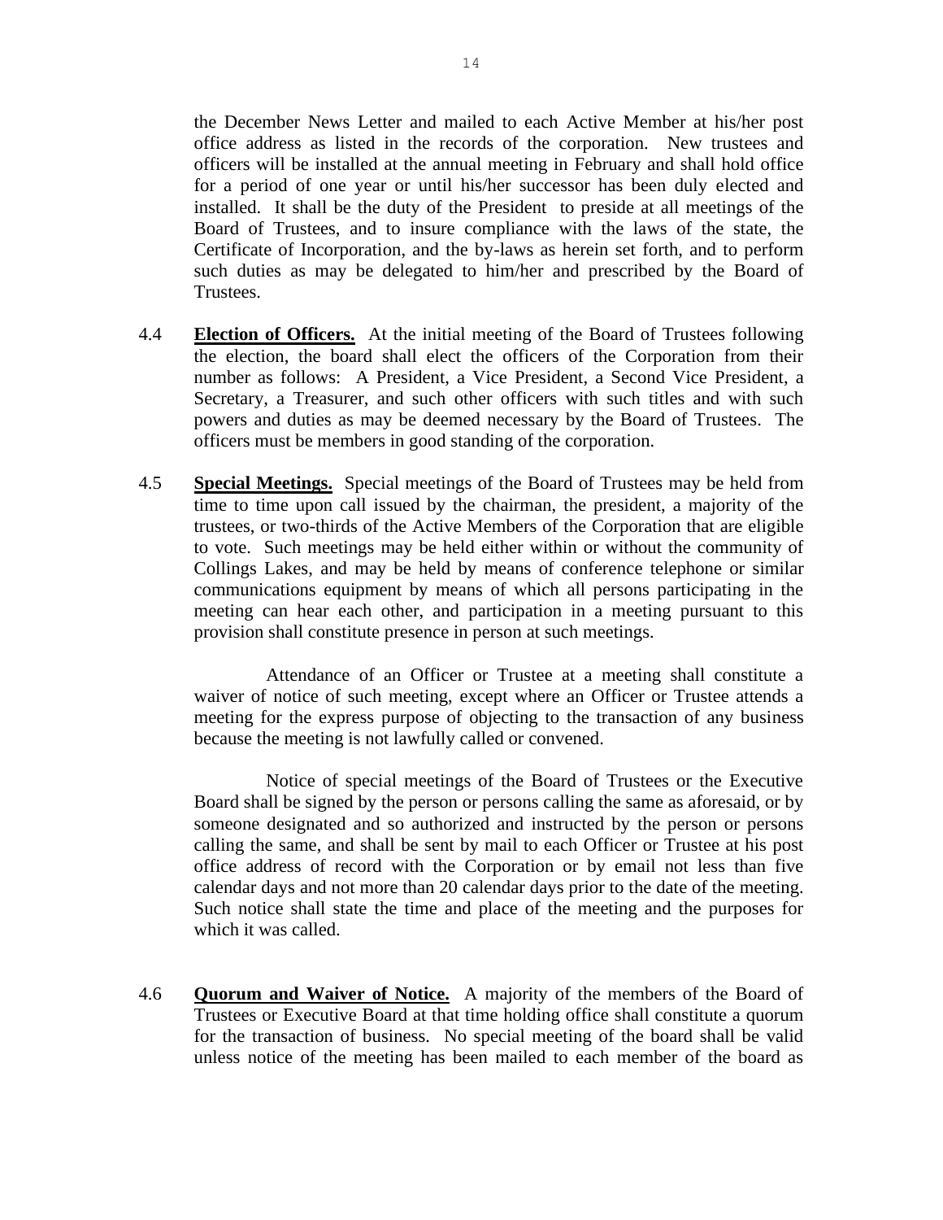the December News Letter and mailed to each Active Member at his/her post office address as listed in the records of the corporation. New trustees and officers will be installed at the annual meeting in February and shall hold office for a period of one year or until his/her successor has been duly elected and installed. It shall be the duty of the President to preside at all meetings of the Board of Trustees, and to insure compliance with the laws of the state, the Certificate of Incorporation, and the by-laws as herein set forth, and to perform such duties as may be delegated to him/her and prescribed by the Board of Trustees.

4.4 **Election of Officers.** At the initial meeting of the Board of Trustees following the election, the board shall elect the officers of the Corporation from their number as follows: A President, a Vice President, a Second Vice President, a Secretary, a Treasurer, and such other officers with such titles and with such powers and duties as may be deemed necessary by the Board of Trustees. The officers must be members in good standing of the corporation.

4.5 **Special Meetings.** Special meetings of the Board of Trustees may be held from time to time upon call issued by the chairman, the president, a majority of the trustees, or two-thirds of the Active Members of the Corporation that are eligible to vote. Such meetings may be held either within or without the community of Collings Lakes, and may be held by means of conference telephone or similar communications equipment by means of which all persons participating in the meeting can hear each other, and participation in a meeting pursuant to this provision shall constitute presence in person at such meetings.

Attendance of an Officer or Trustee at a meeting shall constitute a waiver of notice of such meeting, except where an Officer or Trustee attends a meeting for the express purpose of objecting to the transaction of any business because the meeting is not lawfully called or convened.

Notice of special meetings of the Board of Trustees or the Executive Board shall be signed by the person or persons calling the same as aforesaid, or by someone designated and so authorized and instructed by the person or persons calling the same, and shall be sent by mail to each Officer or Trustee at his post office address of record with the Corporation or by email not less than five calendar days and not more than 20 calendar days prior to the date of the meeting. Such notice shall state the time and place of the meeting and the purposes for which it was called.

4.6 **Quorum and Waiver of Notice.** A majority of the members of the Board of Trustees or Executive Board at that time holding office shall constitute a quorum for the transaction of business. No special meeting of the board shall be valid unless notice of the meeting has been mailed to each member of the board as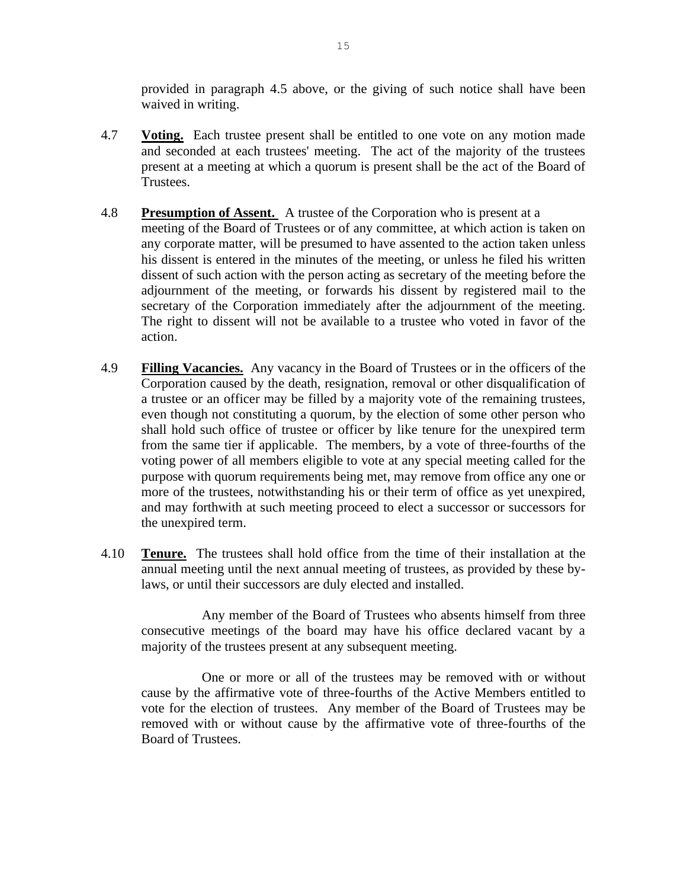provided in paragraph 4.5 above, or the giving of such notice shall have been waived in writing.

4.7 **Voting.** Each trustee present shall be entitled to one vote on any motion made and seconded at each trustees' meeting. The act of the majority of the trustees present at a meeting at which a quorum is present shall be the act of the Board of Trustees.

4.8 **Presumption of Assent.** A trustee of the Corporation who is present at a meeting of the Board of Trustees or of any committee, at which action is taken on any corporate matter, will be presumed to have assented to the action taken unless his dissent is entered in the minutes of the meeting, or unless he filed his written dissent of such action with the person acting as secretary of the meeting before the adjournment of the meeting, or forwards his dissent by registered mail to the secretary of the Corporation immediately after the adjournment of the meeting. The right to dissent will not be available to a trustee who voted in favor of the action.

4.9 **Filling Vacancies.** Any vacancy in the Board of Trustees or in the officers of the Corporation caused by the death, resignation, removal or other disqualification of a trustee or an officer may be filled by a majority vote of the remaining trustees, even though not constituting a quorum, by the election of some other person who shall hold such office of trustee or officer by like tenure for the unexpired term from the same tier if applicable. The members, by a vote of three-fourths of the voting power of all members eligible to vote at any special meeting called for the purpose with quorum requirements being met, may remove from office any one or more of the trustees, notwithstanding his or their term of office as yet unexpired, and may forthwith at such meeting proceed to elect a successor or successors for the unexpired term.

4.10 **Tenure.** The trustees shall hold office from the time of their installation at the annual meeting until the next annual meeting of trustees, as provided by these by-laws, or until their successors are duly elected and installed.

Any member of the Board of Trustees who absents himself from three consecutive meetings of the board may have his office declared vacant by a majority of the trustees present at any subsequent meeting.

One or more or all of the trustees may be removed with or without cause by the affirmative vote of three-fourths of the Active Members entitled to vote for the election of trustees. Any member of the Board of Trustees may be removed with or without cause by the affirmative vote of three-fourths of the Board of Trustees.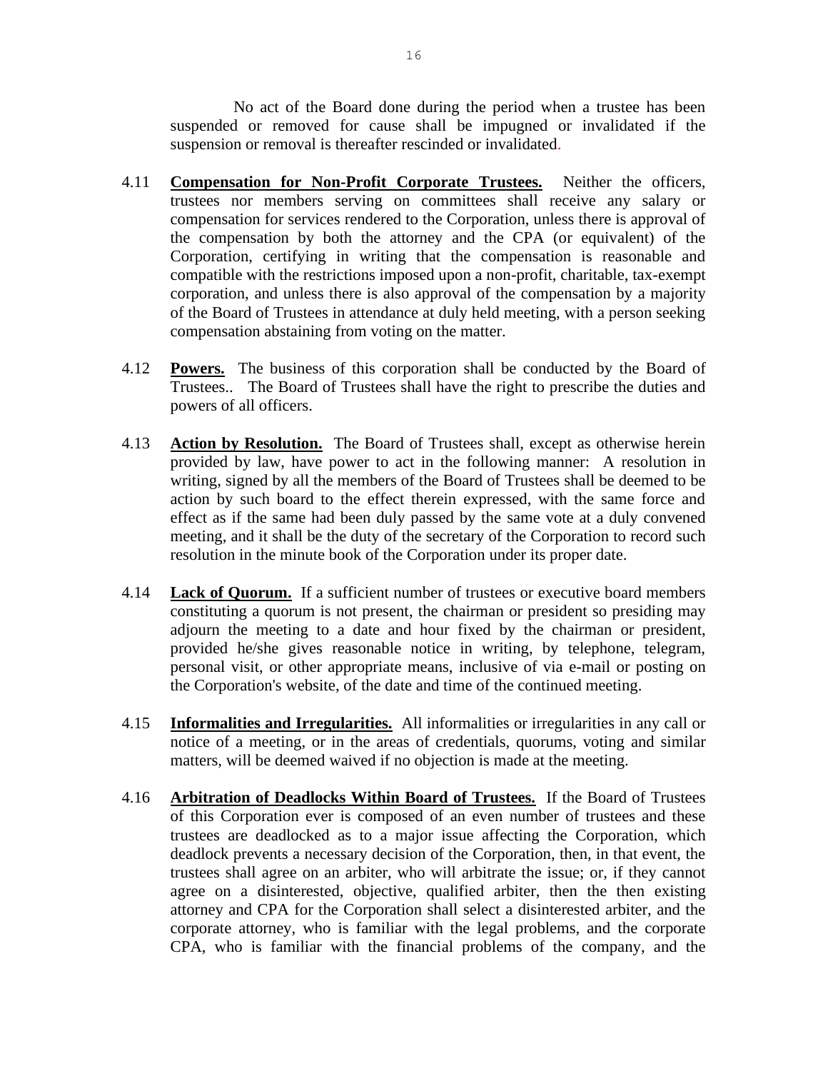No act of the Board done during the period when a trustee has been suspended or removed for cause shall be impugned or invalidated if the suspension or removal is thereafter rescinded or invalidated.

4.11 **Compensation for Non-Profit Corporate Trustees.** Neither the officers, trustees nor members serving on committees shall receive any salary or compensation for services rendered to the Corporation, unless there is approval of the compensation by both the attorney and the CPA (or equivalent) of the Corporation, certifying in writing that the compensation is reasonable and compatible with the restrictions imposed upon a non-profit, charitable, tax-exempt corporation, and unless there is also approval of the compensation by a majority of the Board of Trustees in attendance at duly held meeting, with a person seeking compensation abstaining from voting on the matter.

4.12 **Powers.** The business of this corporation shall be conducted by the Board of Trustees.. The Board of Trustees shall have the right to prescribe the duties and powers of all officers.

4.13 **Action by Resolution.** The Board of Trustees shall, except as otherwise herein provided by law, have power to act in the following manner: A resolution in writing, signed by all the members of the Board of Trustees shall be deemed to be action by such board to the effect therein expressed, with the same force and effect as if the same had been duly passed by the same vote at a duly convened meeting, and it shall be the duty of the secretary of the Corporation to record such resolution in the minute book of the Corporation under its proper date.

4.14 **Lack of Quorum.** If a sufficient number of trustees or executive board members constituting a quorum is not present, the chairman or president so presiding may adjourn the meeting to a date and hour fixed by the chairman or president, provided he/she gives reasonable notice in writing, by telephone, telegram, personal visit, or other appropriate means, inclusive of via e-mail or posting on the Corporation's website, of the date and time of the continued meeting.

4.15 **Informalities and Irregularities.** All informalities or irregularities in any call or notice of a meeting, or in the areas of credentials, quorums, voting and similar matters, will be deemed waived if no objection is made at the meeting.

4.16 **Arbitration of Deadlocks Within Board of Trustees.** If the Board of Trustees of this Corporation ever is composed of an even number of trustees and these trustees are deadlocked as to a major issue affecting the Corporation, which deadlock prevents a necessary decision of the Corporation, then, in that event, the trustees shall agree on an arbiter, who will arbitrate the issue; or, if they cannot agree on a disinterested, objective, qualified arbiter, then the then existing attorney and CPA for the Corporation shall select a disinterested arbiter, and the corporate attorney, who is familiar with the legal problems, and the corporate CPA, who is familiar with the financial problems of the company, and the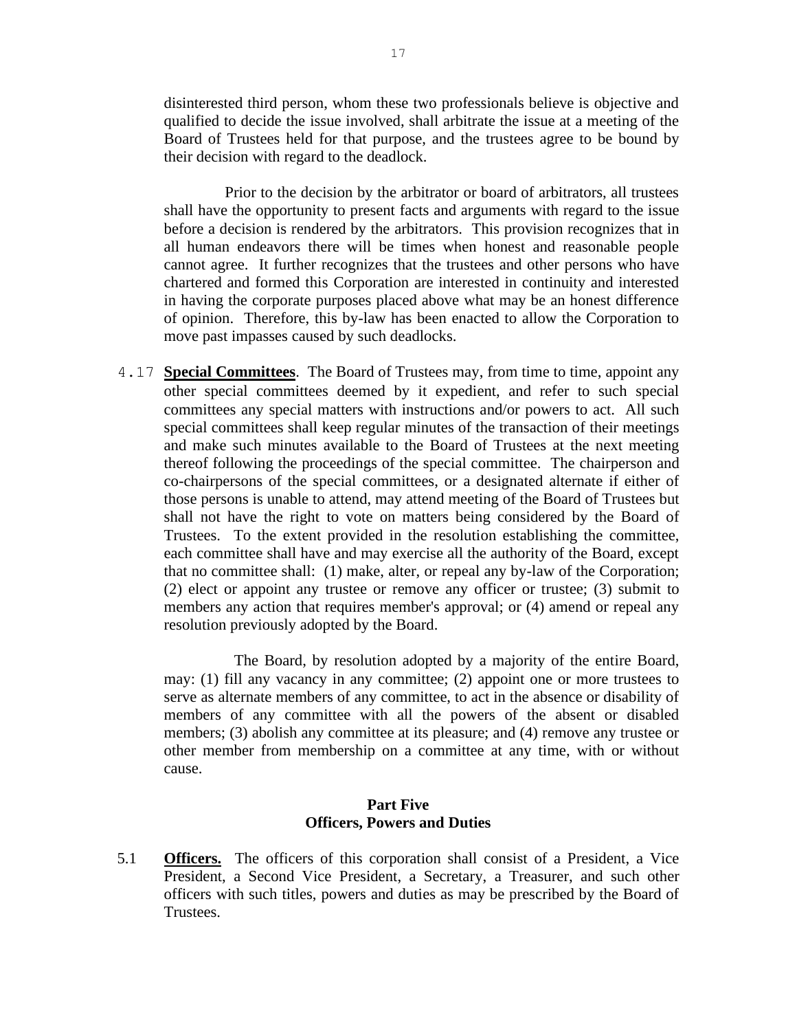disinterested third person, whom these two professionals believe is objective and qualified to decide the issue involved, shall arbitrate the issue at a meeting of the Board of Trustees held for that purpose, and the trustees agree to be bound by their decision with regard to the deadlock.

Prior to the decision by the arbitrator or board of arbitrators, all trustees shall have the opportunity to present facts and arguments with regard to the issue before a decision is rendered by the arbitrators. This provision recognizes that in all human endeavors there will be times when honest and reasonable people cannot agree. It further recognizes that the trustees and other persons who have chartered and formed this Corporation are interested in continuity and interested in having the corporate purposes placed above what may be an honest difference of opinion. Therefore, this by-law has been enacted to allow the Corporation to move past impasses caused by such deadlocks.

4.17 **Special Committees**. The Board of Trustees may, from time to time, appoint any other special committees deemed by it expedient, and refer to such special committees any special matters with instructions and/or powers to act. All such special committees shall keep regular minutes of the transaction of their meetings and make such minutes available to the Board of Trustees at the next meeting thereof following the proceedings of the special committee. The chairperson and co-chairpersons of the special committees, or a designated alternate if either of those persons is unable to attend, may attend meeting of the Board of Trustees but shall not have the right to vote on matters being considered by the Board of Trustees. To the extent provided in the resolution establishing the committee, each committee shall have and may exercise all the authority of the Board, except that no committee shall: (1) make, alter, or repeal any by-law of the Corporation; (2) elect or appoint any trustee or remove any officer or trustee; (3) submit to members any action that requires member's approval; or (4) amend or repeal any resolution previously adopted by the Board.

The Board, by resolution adopted by a majority of the entire Board, may: (1) fill any vacancy in any committee; (2) appoint one or more trustees to serve as alternate members of any committee, to act in the absence or disability of members of any committee with all the powers of the absent or disabled members; (3) abolish any committee at its pleasure; and (4) remove any trustee or other member from membership on a committee at any time, with or without cause.

## Part Five
## Officers, Powers and Duties

5.1 **Officers.** The officers of this corporation shall consist of a President, a Vice President, a Second Vice President, a Secretary, a Treasurer, and such other officers with such titles, powers and duties as may be prescribed by the Board of Trustees.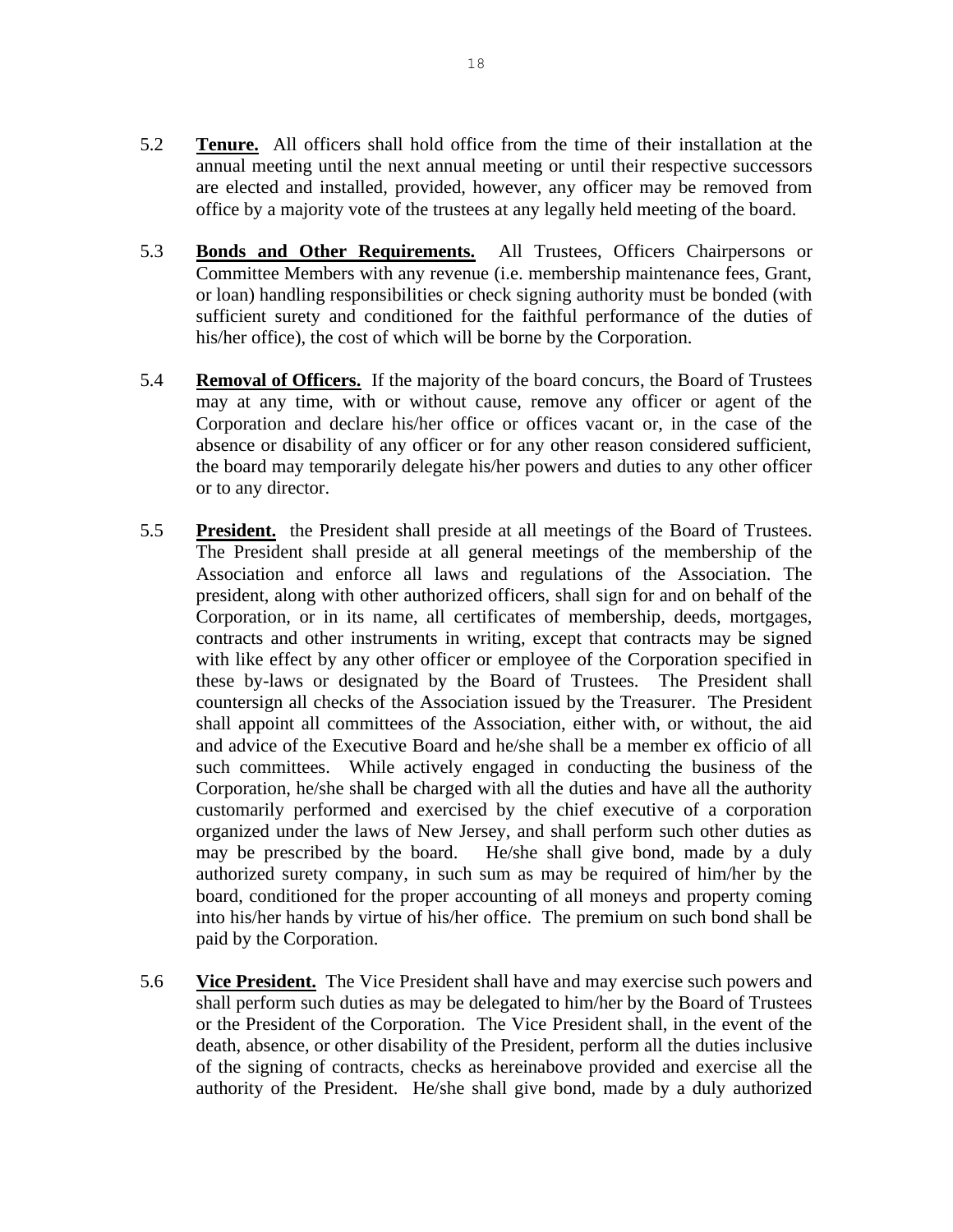5.2 **Tenure.** All officers shall hold office from the time of their installation at the annual meeting until the next annual meeting or until their respective successors are elected and installed, provided, however, any officer may be removed from office by a majority vote of the trustees at any legally held meeting of the board.

5.3 **Bonds and Other Requirements.** All Trustees, Officers Chairpersons or Committee Members with any revenue (i.e. membership maintenance fees, Grant, or loan) handling responsibilities or check signing authority must be bonded (with sufficient surety and conditioned for the faithful performance of the duties of his/her office), the cost of which will be borne by the Corporation.

5.4 **Removal of Officers.** If the majority of the board concurs, the Board of Trustees may at any time, with or without cause, remove any officer or agent of the Corporation and declare his/her office or offices vacant or, in the case of the absence or disability of any officer or for any other reason considered sufficient, the board may temporarily delegate his/her powers and duties to any other officer or to any director.

5.5 **President.** the President shall preside at all meetings of the Board of Trustees. The President shall preside at all general meetings of the membership of the Association and enforce all laws and regulations of the Association. The president, along with other authorized officers, shall sign for and on behalf of the Corporation, or in its name, all certificates of membership, deeds, mortgages, contracts and other instruments in writing, except that contracts may be signed with like effect by any other officer or employee of the Corporation specified in these by-laws or designated by the Board of Trustees. The President shall countersign all checks of the Association issued by the Treasurer. The President shall appoint all committees of the Association, either with, or without, the aid and advice of the Executive Board and he/she shall be a member ex officio of all such committees. While actively engaged in conducting the business of the Corporation, he/she shall be charged with all the duties and have all the authority customarily performed and exercised by the chief executive of a corporation organized under the laws of New Jersey, and shall perform such other duties as may be prescribed by the board. He/she shall give bond, made by a duly authorized surety company, in such sum as may be required of him/her by the board, conditioned for the proper accounting of all moneys and property coming into his/her hands by virtue of his/her office. The premium on such bond shall be paid by the Corporation.

5.6 **Vice President.** The Vice President shall have and may exercise such powers and shall perform such duties as may be delegated to him/her by the Board of Trustees or the President of the Corporation. The Vice President shall, in the event of the death, absence, or other disability of the President, perform all the duties inclusive of the signing of contracts, checks as hereinabove provided and exercise all the authority of the President. He/she shall give bond, made by a duly authorized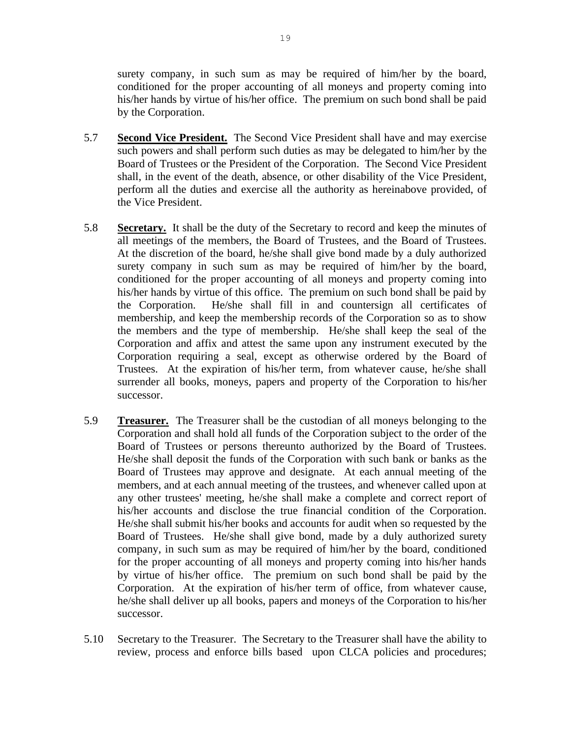surety company, in such sum as may be required of him/her by the board, conditioned for the proper accounting of all moneys and property coming into his/her hands by virtue of his/her office. The premium on such bond shall be paid by the Corporation.

5.7 **Second Vice President.** The Second Vice President shall have and may exercise such powers and shall perform such duties as may be delegated to him/her by the Board of Trustees or the President of the Corporation. The Second Vice President shall, in the event of the death, absence, or other disability of the Vice President, perform all the duties and exercise all the authority as hereinabove provided, of the Vice President.

5.8 **Secretary.** It shall be the duty of the Secretary to record and keep the minutes of all meetings of the members, the Board of Trustees, and the Board of Trustees. At the discretion of the board, he/she shall give bond made by a duly authorized surety company in such sum as may be required of him/her by the board, conditioned for the proper accounting of all moneys and property coming into his/her hands by virtue of this office. The premium on such bond shall be paid by the Corporation. He/she shall fill in and countersign all certificates of membership, and keep the membership records of the Corporation so as to show the members and the type of membership. He/she shall keep the seal of the Corporation and affix and attest the same upon any instrument executed by the Corporation requiring a seal, except as otherwise ordered by the Board of Trustees. At the expiration of his/her term, from whatever cause, he/she shall surrender all books, moneys, papers and property of the Corporation to his/her successor.

5.9 **Treasurer.** The Treasurer shall be the custodian of all moneys belonging to the Corporation and shall hold all funds of the Corporation subject to the order of the Board of Trustees or persons thereunto authorized by the Board of Trustees. He/she shall deposit the funds of the Corporation with such bank or banks as the Board of Trustees may approve and designate. At each annual meeting of the members, and at each annual meeting of the trustees, and whenever called upon at any other trustees' meeting, he/she shall make a complete and correct report of his/her accounts and disclose the true financial condition of the Corporation. He/she shall submit his/her books and accounts for audit when so requested by the Board of Trustees. He/she shall give bond, made by a duly authorized surety company, in such sum as may be required of him/her by the board, conditioned for the proper accounting of all moneys and property coming into his/her hands by virtue of his/her office. The premium on such bond shall be paid by the Corporation. At the expiration of his/her term of office, from whatever cause, he/she shall deliver up all books, papers and moneys of the Corporation to his/her successor.

5.10 Secretary to the Treasurer. The Secretary to the Treasurer shall have the ability to review, process and enforce bills based upon CLCA policies and procedures;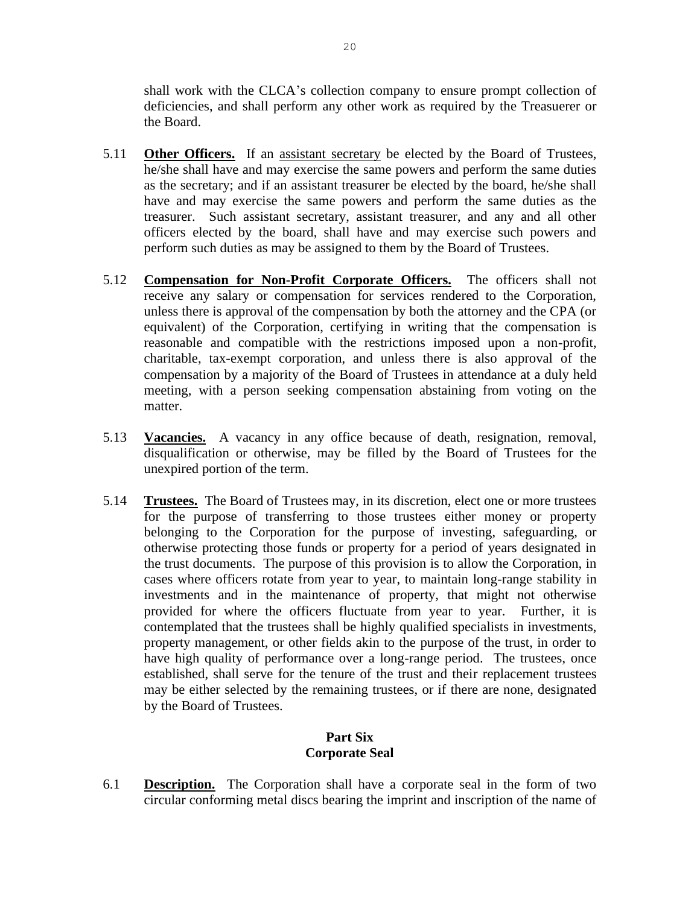shall work with the CLCA's collection company to ensure prompt collection of deficiencies, and shall perform any other work as required by the Treasurer or the Board.

5.11 **Other Officers.** If an assistant secretary be elected by the Board of Trustees, he/she shall have and may exercise the same powers and perform the same duties as the secretary; and if an assistant treasurer be elected by the board, he/she shall have and may exercise the same powers and perform the same duties as the treasurer. Such assistant secretary, assistant treasurer, and any and all other officers elected by the board, shall have and may exercise such powers and perform such duties as may be assigned to them by the Board of Trustees.

5.12 **Compensation for Non-Profit Corporate Officers.** The officers shall not receive any salary or compensation for services rendered to the Corporation, unless there is approval of the compensation by both the attorney and the CPA (or equivalent) of the Corporation, certifying in writing that the compensation is reasonable and compatible with the restrictions imposed upon a non-profit, charitable, tax-exempt corporation, and unless there is also approval of the compensation by a majority of the Board of Trustees in attendance at a duly held meeting, with a person seeking compensation abstaining from voting on the matter.

5.13 **Vacancies.** A vacancy in any office because of death, resignation, removal, disqualification or otherwise, may be filled by the Board of Trustees for the unexpired portion of the term.

5.14 **Trustees.** The Board of Trustees may, in its discretion, elect one or more trustees for the purpose of transferring to those trustees either money or property belonging to the Corporation for the purpose of investing, safeguarding, or otherwise protecting those funds or property for a period of years designated in the trust documents. The purpose of this provision is to allow the Corporation, in cases where officers rotate from year to year, to maintain long-range stability in investments and in the maintenance of property, that might not otherwise provided for where the officers fluctuate from year to year. Further, it is contemplated that the trustees shall be highly qualified specialists in investments, property management, or other fields akin to the purpose of the trust, in order to have high quality of performance over a long-range period. The trustees, once established, shall serve for the tenure of the trust and their replacement trustees may be either selected by the remaining trustees, or if there are none, designated by the Board of Trustees.

## Part Six
## Corporate Seal

6.1 **Description.** The Corporation shall have a corporate seal in the form of two circular conforming metal discs bearing the imprint and inscription of the name of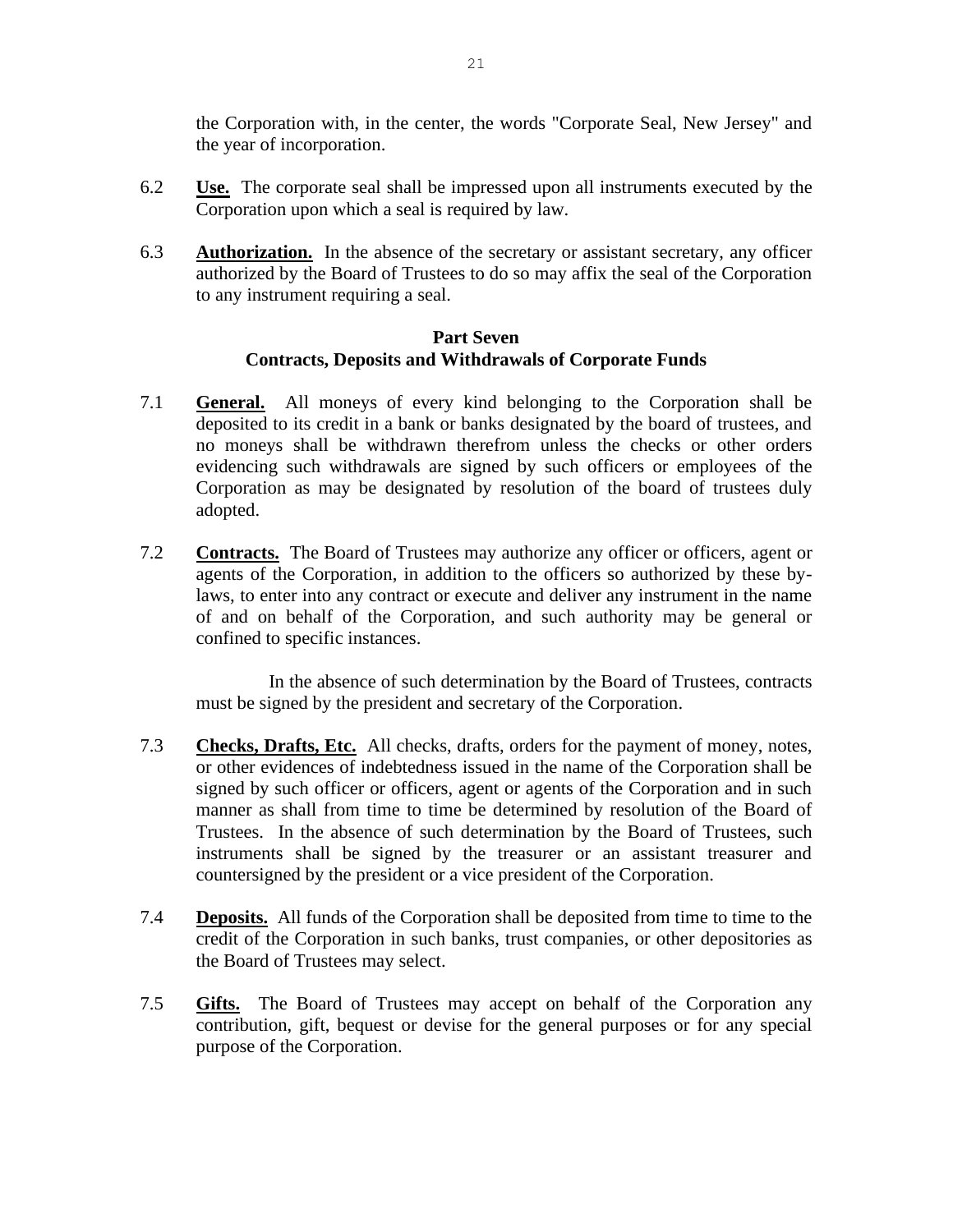the Corporation with, in the center, the words "Corporate Seal, New Jersey" and the year of incorporation.

6.2 **Use.** The corporate seal shall be impressed upon all instruments executed by the Corporation upon which a seal is required by law.

6.3 **Authorization.** In the absence of the secretary or assistant secretary, any officer authorized by the Board of Trustees to do so may affix the seal of the Corporation to any instrument requiring a seal.

## Part Seven
## Contracts, Deposits and Withdrawals of Corporate Funds

7.1 **General.** All moneys of every kind belonging to the Corporation shall be deposited to its credit in a bank or banks designated by the board of trustees, and no moneys shall be withdrawn therefrom unless the checks or other orders evidencing such withdrawals are signed by such officers or employees of the Corporation as may be designated by resolution of the board of trustees duly adopted.

7.2 **Contracts.** The Board of Trustees may authorize any officer or officers, agent or agents of the Corporation, in addition to the officers so authorized by these by-laws, to enter into any contract or execute and deliver any instrument in the name of and on behalf of the Corporation, and such authority may be general or confined to specific instances.

In the absence of such determination by the Board of Trustees, contracts must be signed by the president and secretary of the Corporation.

7.3 **Checks, Drafts, Etc.** All checks, drafts, orders for the payment of money, notes, or other evidences of indebtedness issued in the name of the Corporation shall be signed by such officer or officers, agent or agents of the Corporation and in such manner as shall from time to time be determined by resolution of the Board of Trustees. In the absence of such determination by the Board of Trustees, such instruments shall be signed by the treasurer or an assistant treasurer and countersigned by the president or a vice president of the Corporation.

7.4 **Deposits.** All funds of the Corporation shall be deposited from time to time to the credit of the Corporation in such banks, trust companies, or other depositories as the Board of Trustees may select.

7.5 **Gifts.** The Board of Trustees may accept on behalf of the Corporation any contribution, gift, bequest or devise for the general purposes or for any special purpose of the Corporation.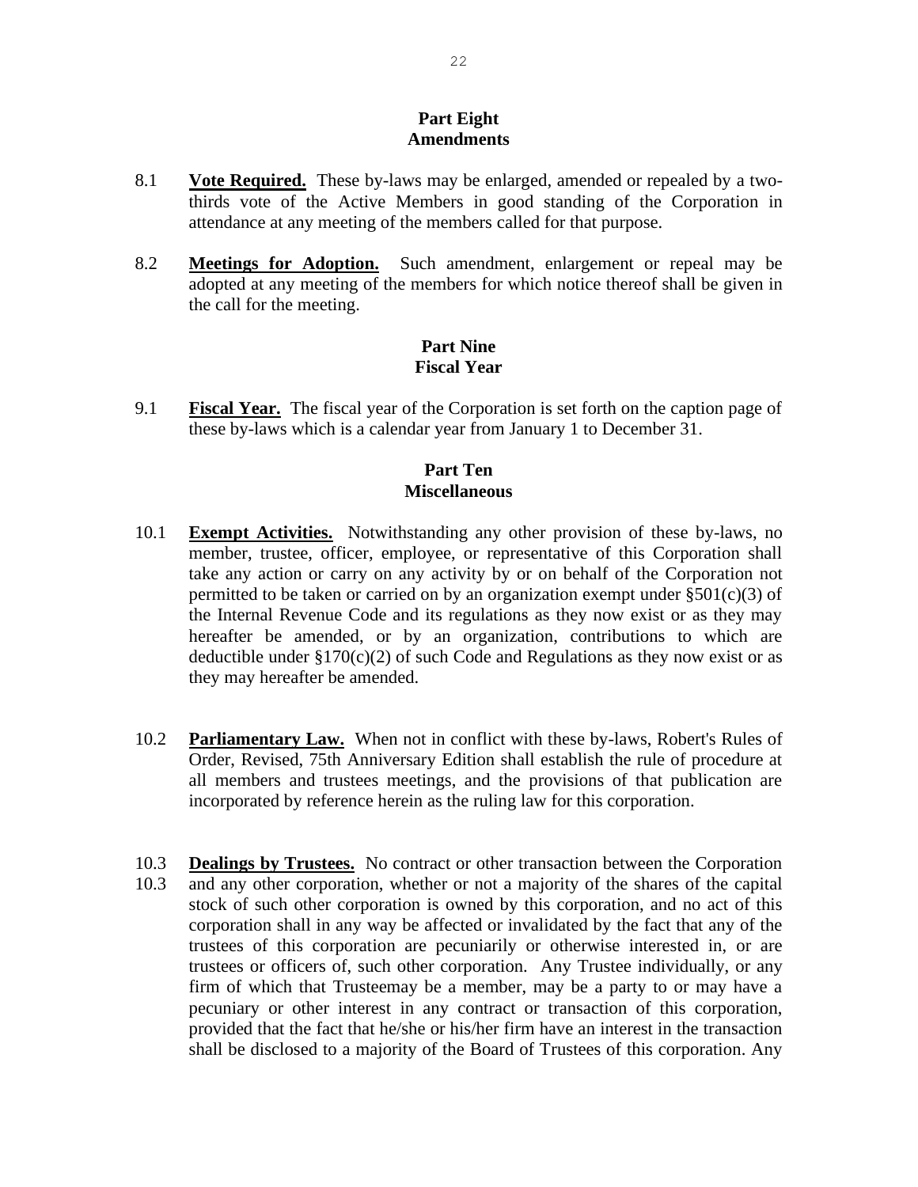## Part Eight
## Amendments

8.1 **Vote Required.** These by-laws may be enlarged, amended or repealed by a two-thirds vote of the Active Members in good standing of the Corporation in attendance at any meeting of the members called for that purpose.

8.2 **Meetings for Adoption.** Such amendment, enlargement or repeal may be adopted at any meeting of the members for which notice thereof shall be given in the call for the meeting.

## Part Nine
## Fiscal Year

9.1 **Fiscal Year.** The fiscal year of the Corporation is set forth on the caption page of these by-laws which is a calendar year from January 1 to December 31.

## Part Ten
## Miscellaneous

10.1 **Exempt Activities.** Notwithstanding any other provision of these by-laws, no member, trustee, officer, employee, or representative of this Corporation shall take any action or carry on any activity by or on behalf of the Corporation not permitted to be taken or carried on by an organization exempt under §501(c)(3) of the Internal Revenue Code and its regulations as they now exist or as they may hereafter be amended, or by an organization, contributions to which are deductible under §170(c)(2) of such Code and Regulations as they now exist or as they may hereafter be amended.

10.2 **Parliamentary Law.** When not in conflict with these by-laws, Robert's Rules of Order, Revised, 75th Anniversary Edition shall establish the rule of procedure at all members and trustees meetings, and the provisions of that publication are incorporated by reference herein as the ruling law for this corporation.

10.3 **Dealings by Trustees.** No contract or other transaction between the Corporation
10.3 and any other corporation, whether or not a majority of the shares of the capital stock of such other corporation is owned by this corporation, and no act of this corporation shall in any way be affected or invalidated by the fact that any of the trustees of this corporation are pecuniarily or otherwise interested in, or are trustees or officers of, such other corporation. Any Trustee individually, or any firm of which that Trusteemay be a member, may be a party to or may have a pecuniary or other interest in any contract or transaction of this corporation, provided that the fact that he/she or his/her firm have an interest in the transaction shall be disclosed to a majority of the Board of Trustees of this corporation. Any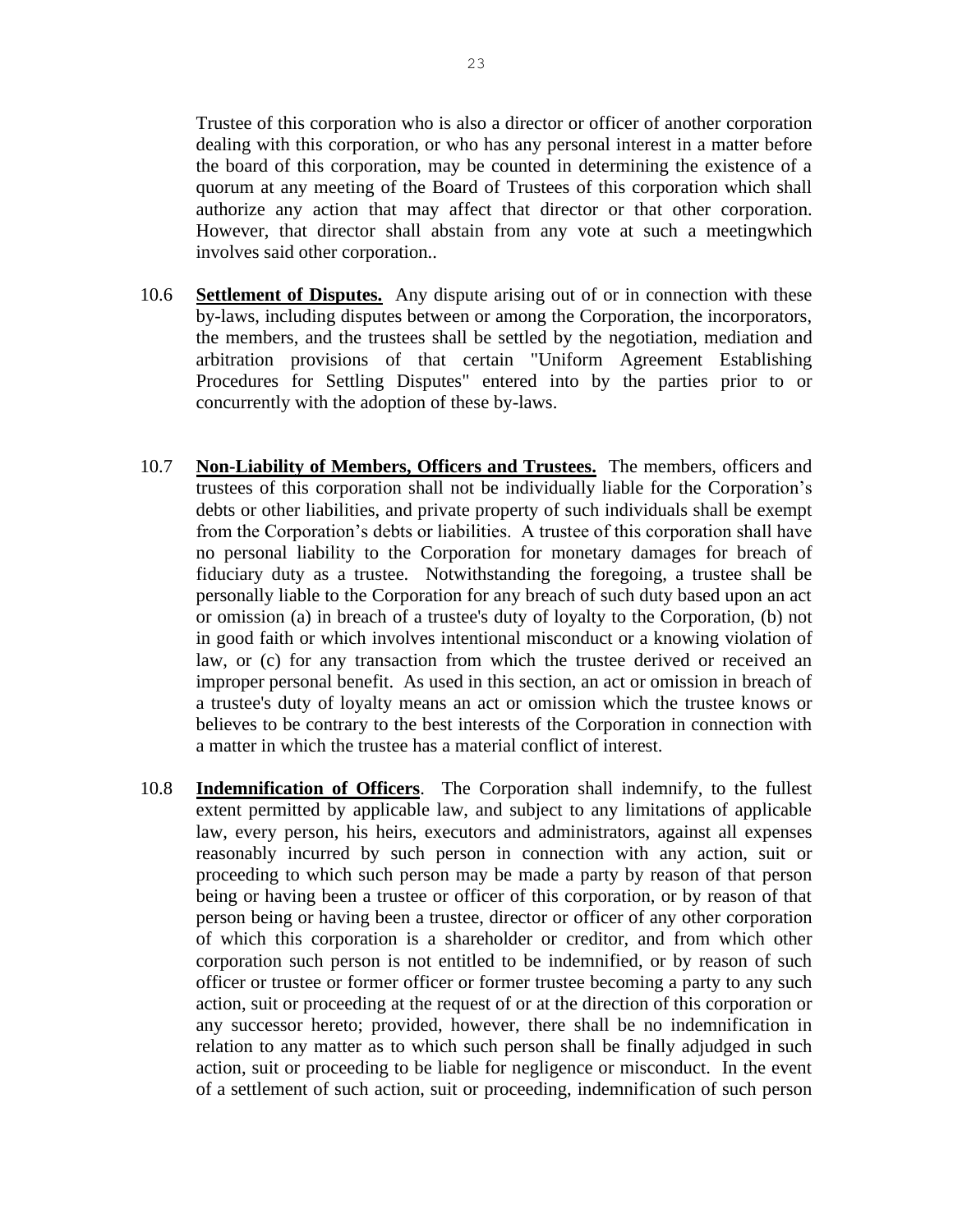Trustee of this corporation who is also a director or officer of another corporation dealing with this corporation, or who has any personal interest in a matter before the board of this corporation, may be counted in determining the existence of a quorum at any meeting of the Board of Trustees of this corporation which shall authorize any action that may affect that director or that other corporation. However, that director shall abstain from any vote at such a meetingwhich involves said other corporation..

10.6 **Settlement of Disputes.** Any dispute arising out of or in connection with these by-laws, including disputes between or among the Corporation, the incorporators, the members, and the trustees shall be settled by the negotiation, mediation and arbitration provisions of that certain "Uniform Agreement Establishing Procedures for Settling Disputes" entered into by the parties prior to or concurrently with the adoption of these by-laws.

10.7 **Non-Liability of Members, Officers and Trustees.** The members, officers and trustees of this corporation shall not be individually liable for the Corporation's debts or other liabilities, and private property of such individuals shall be exempt from the Corporation's debts or liabilities. A trustee of this corporation shall have no personal liability to the Corporation for monetary damages for breach of fiduciary duty as a trustee. Notwithstanding the foregoing, a trustee shall be personally liable to the Corporation for any breach of such duty based upon an act or omission (a) in breach of a trustee's duty of loyalty to the Corporation, (b) not in good faith or which involves intentional misconduct or a knowing violation of law, or (c) for any transaction from which the trustee derived or received an improper personal benefit. As used in this section, an act or omission in breach of a trustee's duty of loyalty means an act or omission which the trustee knows or believes to be contrary to the best interests of the Corporation in connection with a matter in which the trustee has a material conflict of interest.

10.8 **Indemnification of Officers**. The Corporation shall indemnify, to the fullest extent permitted by applicable law, and subject to any limitations of applicable law, every person, his heirs, executors and administrators, against all expenses reasonably incurred by such person in connection with any action, suit or proceeding to which such person may be made a party by reason of that person being or having been a trustee or officer of this corporation, or by reason of that person being or having been a trustee, director or officer of any other corporation of which this corporation is a shareholder or creditor, and from which other corporation such person is not entitled to be indemnified, or by reason of such officer or trustee or former officer or former trustee becoming a party to any such action, suit or proceeding at the request of or at the direction of this corporation or any successor hereto; provided, however, there shall be no indemnification in relation to any matter as to which such person shall be finally adjudged in such action, suit or proceeding to be liable for negligence or misconduct. In the event of a settlement of such action, suit or proceeding, indemnification of such person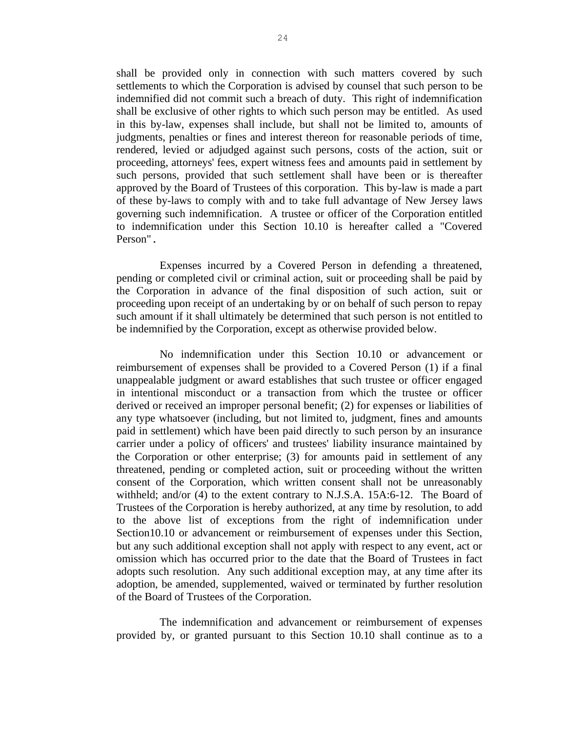shall be provided only in connection with such matters covered by such settlements to which the Corporation is advised by counsel that such person to be indemnified did not commit such a breach of duty. This right of indemnification shall be exclusive of other rights to which such person may be entitled. As used in this by-law, expenses shall include, but shall not be limited to, amounts of judgments, penalties or fines and interest thereon for reasonable periods of time, rendered, levied or adjudged against such persons, costs of the action, suit or proceeding, attorneys' fees, expert witness fees and amounts paid in settlement by such persons, provided that such settlement shall have been or is thereafter approved by the Board of Trustees of this corporation. This by-law is made a part of these by-laws to comply with and to take full advantage of New Jersey laws governing such indemnification. A trustee or officer of the Corporation entitled to indemnification under this Section 10.10 is hereafter called a "Covered Person".

Expenses incurred by a Covered Person in defending a threatened, pending or completed civil or criminal action, suit or proceeding shall be paid by the Corporation in advance of the final disposition of such action, suit or proceeding upon receipt of an undertaking by or on behalf of such person to repay such amount if it shall ultimately be determined that such person is not entitled to be indemnified by the Corporation, except as otherwise provided below.

No indemnification under this Section 10.10 or advancement or reimbursement of expenses shall be provided to a Covered Person (1) if a final unappealable judgment or award establishes that such trustee or officer engaged in intentional misconduct or a transaction from which the trustee or officer derived or received an improper personal benefit; (2) for expenses or liabilities of any type whatsoever (including, but not limited to, judgment, fines and amounts paid in settlement) which have been paid directly to such person by an insurance carrier under a policy of officers' and trustees' liability insurance maintained by the Corporation or other enterprise; (3) for amounts paid in settlement of any threatened, pending or completed action, suit or proceeding without the written consent of the Corporation, which written consent shall not be unreasonably withheld; and/or (4) to the extent contrary to N.J.S.A. 15A:6-12. The Board of Trustees of the Corporation is hereby authorized, at any time by resolution, to add to the above list of exceptions from the right of indemnification under Section10.10 or advancement or reimbursement of expenses under this Section, but any such additional exception shall not apply with respect to any event, act or omission which has occurred prior to the date that the Board of Trustees in fact adopts such resolution. Any such additional exception may, at any time after its adoption, be amended, supplemented, waived or terminated by further resolution of the Board of Trustees of the Corporation.

The indemnification and advancement or reimbursement of expenses provided by, or granted pursuant to this Section 10.10 shall continue as to a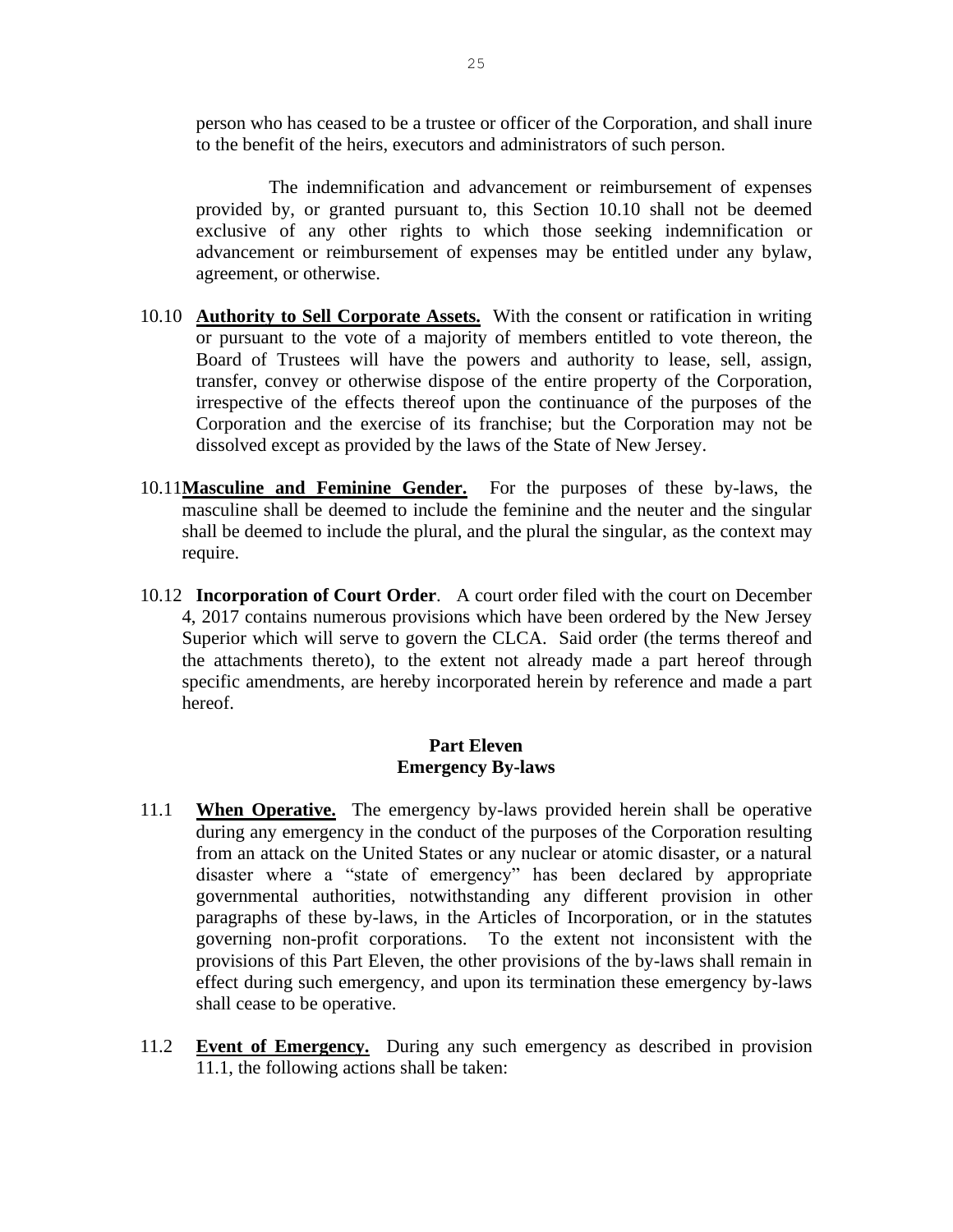person who has ceased to be a trustee or officer of the Corporation, and shall inure to the benefit of the heirs, executors and administrators of such person.

The indemnification and advancement or reimbursement of expenses provided by, or granted pursuant to, this Section 10.10 shall not be deemed exclusive of any other rights to which those seeking indemnification or advancement or reimbursement of expenses may be entitled under any bylaw, agreement, or otherwise.

10.10 **Authority to Sell Corporate Assets.** With the consent or ratification in writing or pursuant to the vote of a majority of members entitled to vote thereon, the Board of Trustees will have the powers and authority to lease, sell, assign, transfer, convey or otherwise dispose of the entire property of the Corporation, irrespective of the effects thereof upon the continuance of the purposes of the Corporation and the exercise of its franchise; but the Corporation may not be dissolved except as provided by the laws of the State of New Jersey.

10.11 **Masculine and Feminine Gender.** For the purposes of these by-laws, the masculine shall be deemed to include the feminine and the neuter and the singular shall be deemed to include the plural, and the plural the singular, as the context may require.

10.12 **Incorporation of Court Order**. A court order filed with the court on December 4, 2017 contains numerous provisions which have been ordered by the New Jersey Superior which will serve to govern the CLCA. Said order (the terms thereof and the attachments thereto), to the extent not already made a part hereof through specific amendments, are hereby incorporated herein by reference and made a part hereof.

## Part Eleven
## Emergency By-laws

11.1 **When Operative.** The emergency by-laws provided herein shall be operative during any emergency in the conduct of the purposes of the Corporation resulting from an attack on the United States or any nuclear or atomic disaster, or a natural disaster where a "state of emergency" has been declared by appropriate governmental authorities, notwithstanding any different provision in other paragraphs of these by-laws, in the Articles of Incorporation, or in the statutes governing non-profit corporations. To the extent not inconsistent with the provisions of this Part Eleven, the other provisions of the by-laws shall remain in effect during such emergency, and upon its termination these emergency by-laws shall cease to be operative.

11.2 **Event of Emergency.** During any such emergency as described in provision 11.1, the following actions shall be taken: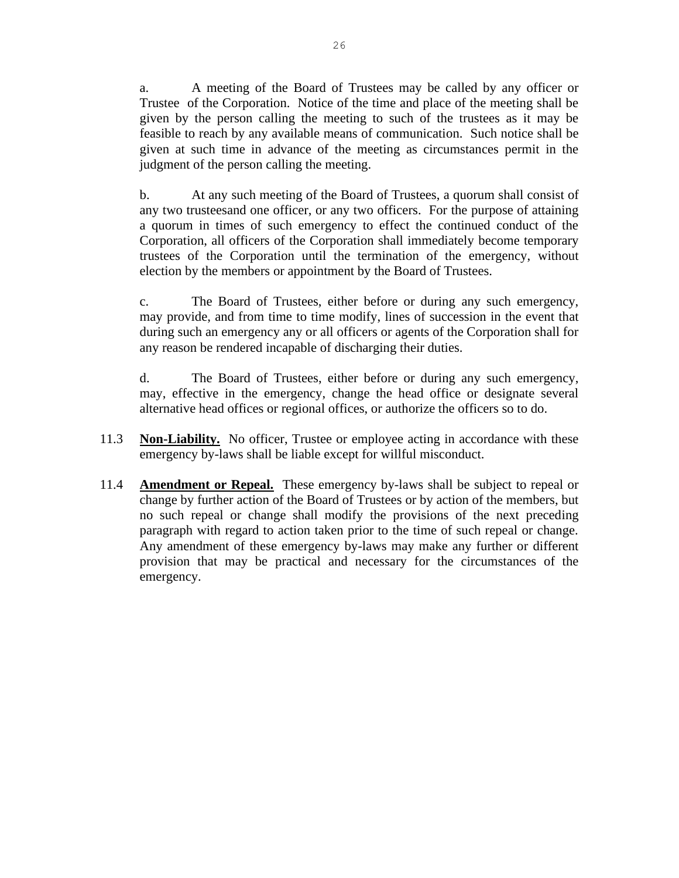a. A meeting of the Board of Trustees may be called by any officer or Trustee of the Corporation. Notice of the time and place of the meeting shall be given by the person calling the meeting to such of the trustees as it may be feasible to reach by any available means of communication. Such notice shall be given at such time in advance of the meeting as circumstances permit in the judgment of the person calling the meeting.

b. At any such meeting of the Board of Trustees, a quorum shall consist of any two trusteesand one officer, or any two officers. For the purpose of attaining a quorum in times of such emergency to effect the continued conduct of the Corporation, all officers of the Corporation shall immediately become temporary trustees of the Corporation until the termination of the emergency, without election by the members or appointment by the Board of Trustees.

c. The Board of Trustees, either before or during any such emergency, may provide, and from time to time modify, lines of succession in the event that during such an emergency any or all officers or agents of the Corporation shall for any reason be rendered incapable of discharging their duties.

d. The Board of Trustees, either before or during any such emergency, may, effective in the emergency, change the head office or designate several alternative head offices or regional offices, or authorize the officers so to do.

11.3 **Non-Liability.** No officer, Trustee or employee acting in accordance with these emergency by-laws shall be liable except for willful misconduct.

11.4 **Amendment or Repeal.** These emergency by-laws shall be subject to repeal or change by further action of the Board of Trustees or by action of the members, but no such repeal or change shall modify the provisions of the next preceding paragraph with regard to action taken prior to the time of such repeal or change. Any amendment of these emergency by-laws may make any further or different provision that may be practical and necessary for the circumstances of the emergency.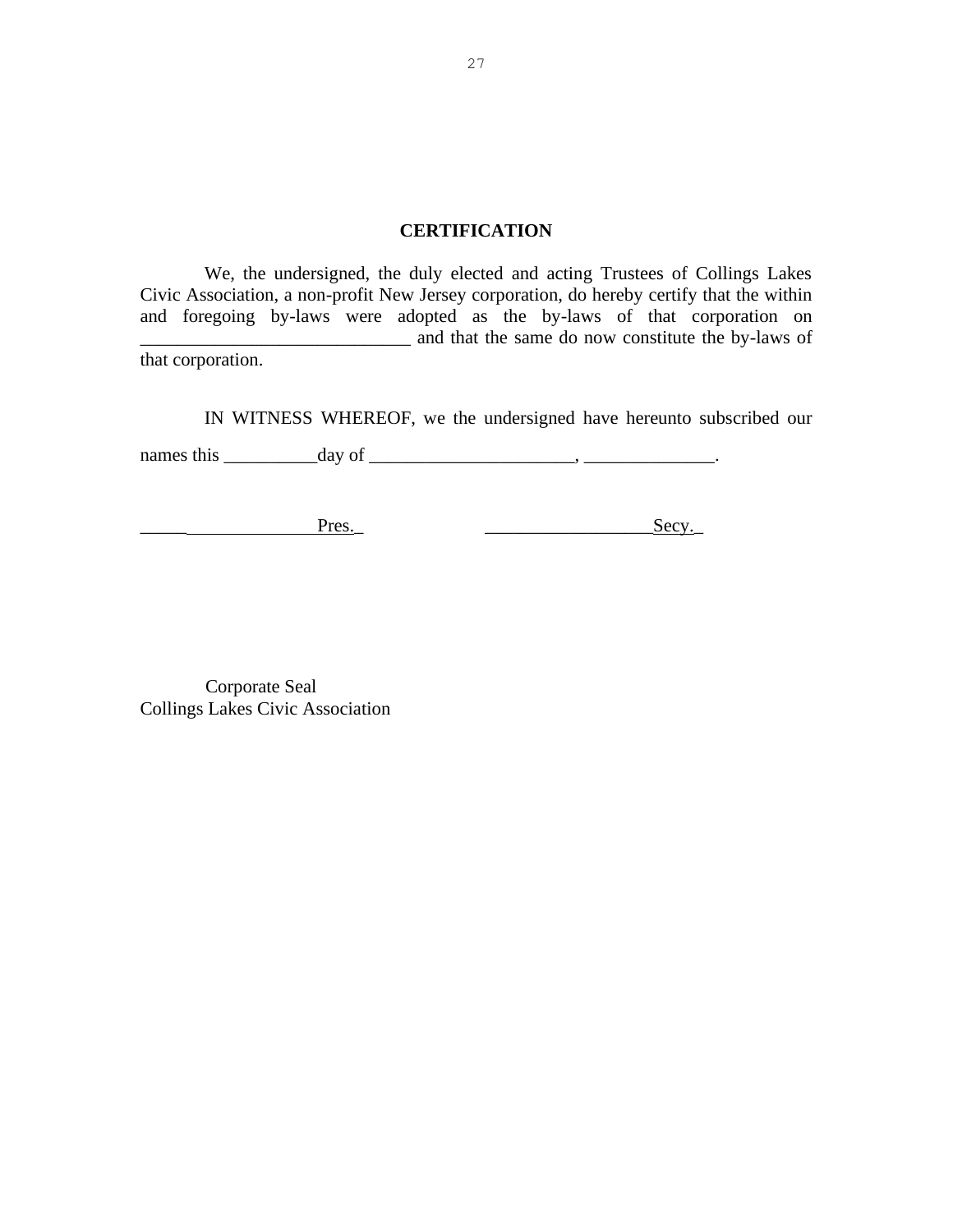## CERTIFICATION

We, the undersigned, the duly elected and acting Trustees of Collings Lakes Civic Association, a non-profit New Jersey corporation, do hereby certify that the within and foregoing by-laws were adopted as the by-laws of that corporation on _____________________________ and that the same do now constitute the by-laws of that corporation.

IN WITNESS WHEREOF, we the undersigned have hereunto subscribed our names this __________day of ______________________, ______________.

_____________________Pres._                    __________________Secy._

Corporate Seal
Collings Lakes Civic Association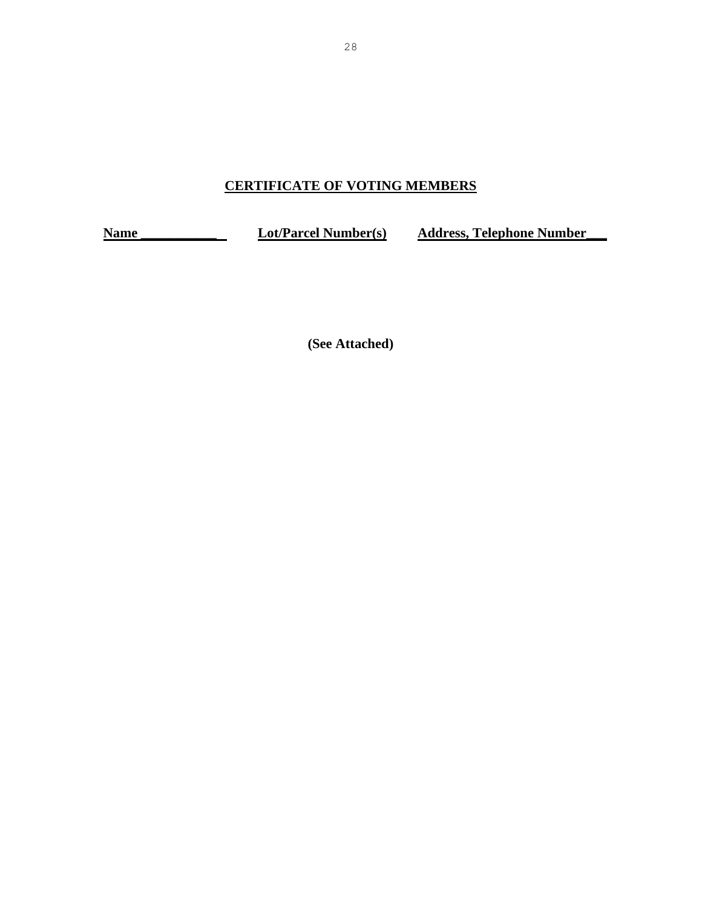**CERTIFICATE OF VOTING MEMBERS**

| Name | Lot/Parcel Number(s) | Address, Telephone Number |
| --- | --- | --- |

**(See Attached)**